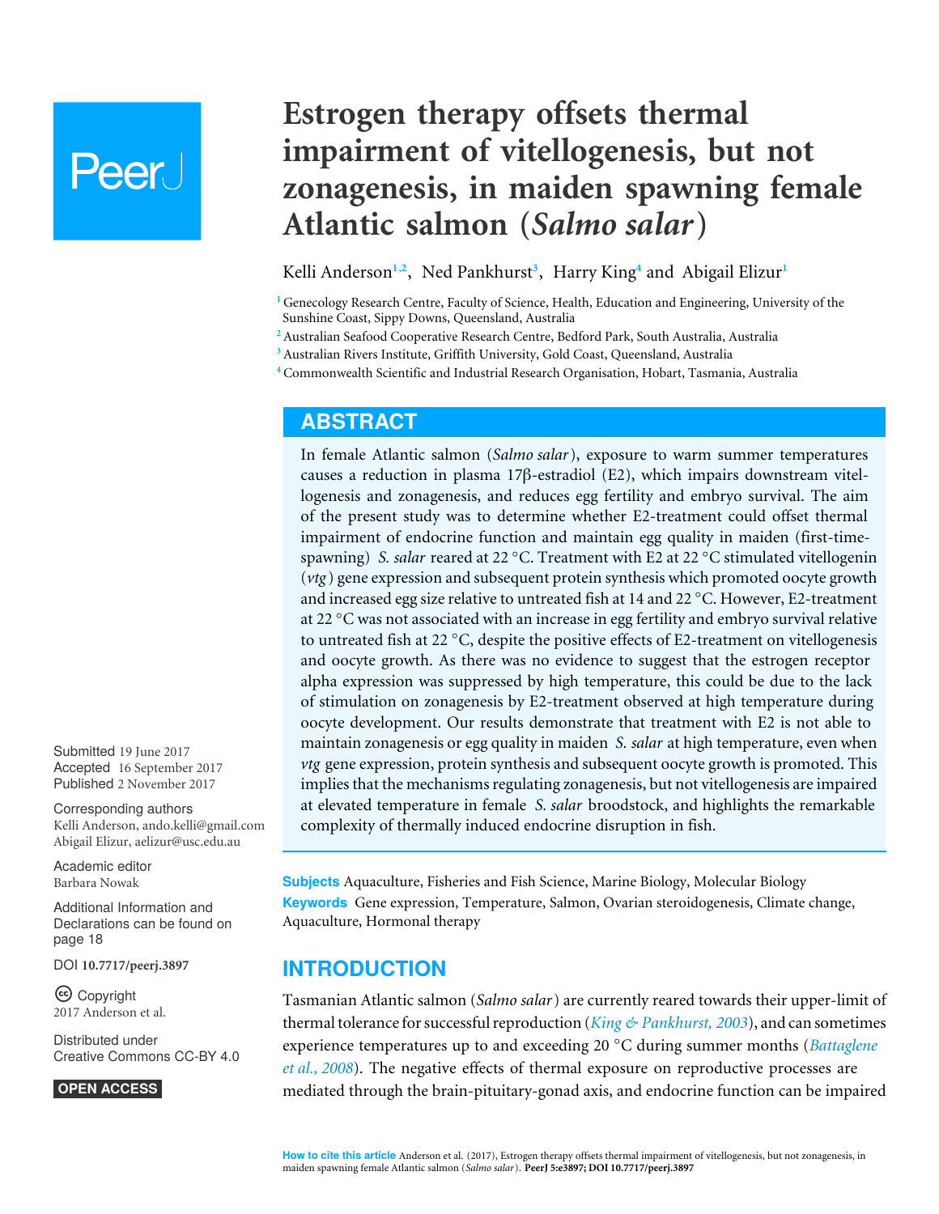# Estrogen therapy offsets thermal impairment of vitellogenesis, but not zonagenesis, in maiden spawning female Atlantic salmon (*Salmo salar*)

Kelli Anderson[1,2], Ned Pankhurst[3], Harry King[4] and Abigail Elizur[1]

[1] Genecology Research Centre, Faculty of Science, Health, Education and Engineering, University of the Sunshine Coast, Sippy Downs, Queensland, Australia

[2] Australian Seafood Cooperative Research Centre, Bedford Park, South Australia, Australia

[3] Australian Rivers Institute, Griffith University, Gold Coast, Queensland, Australia

[4] Commonwealth Scientific and Industrial Research Organisation, Hobart, Tasmania, Australia

## ABSTRACT

In female Atlantic salmon (*Salmo salar*), exposure to warm summer temperatures causes a reduction in plasma 17β-estradiol (E2), which impairs downstream vitellogenesis and zonagenesis, and reduces egg fertility and embryo survival. The aim of the present study was to determine whether E2-treatment could offset thermal impairment of endocrine function and maintain egg quality in maiden (first-time-spawning) *S. salar* reared at 22 °C. Treatment with E2 at 22 °C stimulated vitellogenin (*vtg*) gene expression and subsequent protein synthesis which promoted oocyte growth and increased egg size relative to untreated fish at 14 and 22 °C. However, E2-treatment at 22 °C was not associated with an increase in egg fertility and embryo survival relative to untreated fish at 22 °C, despite the positive effects of E2-treatment on vitellogenesis and oocyte growth. As there was no evidence to suggest that the estrogen receptor alpha expression was suppressed by high temperature, this could be due to the lack of stimulation on zonagenesis by E2-treatment observed at high temperature during oocyte development. Our results demonstrate that treatment with E2 is not able to maintain zonagenesis or egg quality in maiden *S. salar* at high temperature, even when *vtg* gene expression, protein synthesis and subsequent oocyte growth is promoted. This implies that the mechanisms regulating zonagenesis, but not vitellogenesis are impaired at elevated temperature in female *S. salar* broodstock, and highlights the remarkable complexity of thermally induced endocrine disruption in fish.

**Subjects** Aquaculture, Fisheries and Fish Science, Marine Biology, Molecular Biology
**Keywords** Gene expression, Temperature, Salmon, Ovarian steroidogenesis, Climate change, Aquaculture, Hormonal therapy

Submitted 19 June 2017
Accepted 16 September 2017
Published 2 November 2017

Corresponding authors
Kelli Anderson, ando.kelli@gmail.com
Abigail Elizur, aelizur@usc.edu.au

Academic editor
Barbara Nowak

Additional Information and Declarations can be found on page 18

DOI 10.7717/peerj.3897

Copyright
2017 Anderson et al.

Distributed under
Creative Commons CC-BY 4.0

OPEN ACCESS

## INTRODUCTION

Tasmanian Atlantic salmon (*Salmo salar*) are currently reared towards their upper-limit of thermal tolerance for successful reproduction (*King & Pankhurst, 2003*), and can sometimes experience temperatures up to and exceeding 20 °C during summer months (*Battaglene et al., 2008*). The negative effects of thermal exposure on reproductive processes are mediated through the brain-pituitary-gonad axis, and endocrine function can be impaired

**How to cite this article** Anderson et al. (2017), Estrogen therapy offsets thermal impairment of vitellogenesis, but not zonagenesis, in maiden spawning female Atlantic salmon (*Salmo salar*). PeerJ 5:e3897; DOI 10.7717/peerj.3897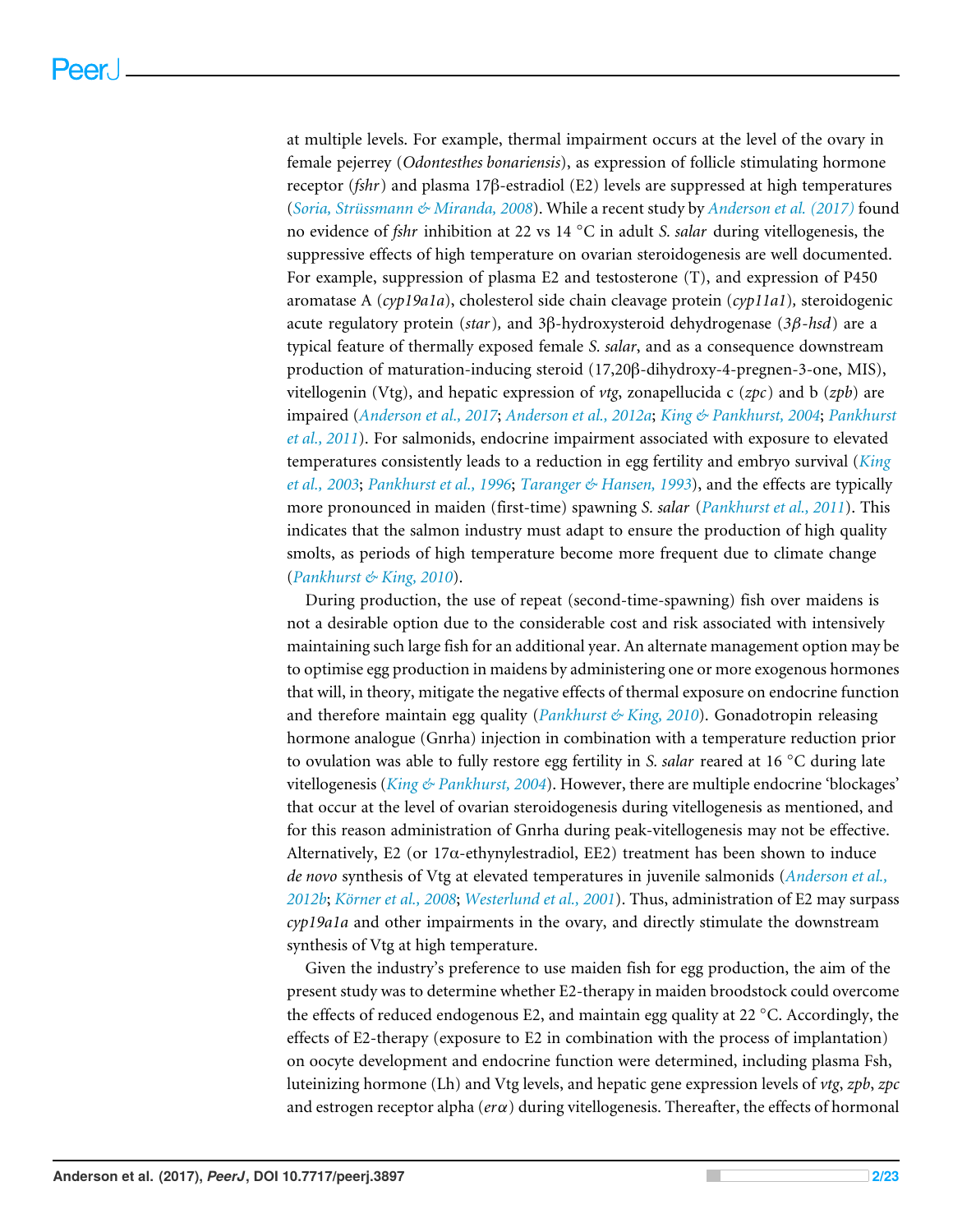at multiple levels. For example, thermal impairment occurs at the level of the ovary in female pejerrey (*Odontesthes bonariensis*), as expression of follicle stimulating hormone receptor (*fshr*) and plasma 17β-estradiol (E2) levels are suppressed at high temperatures (*Soria, Strüssmann & Miranda, 2008*). While a recent study by *Anderson et al. (2017)* found no evidence of *fshr* inhibition at 22 vs 14 °C in adult *S. salar* during vitellogenesis, the suppressive effects of high temperature on ovarian steroidogenesis are well documented. For example, suppression of plasma E2 and testosterone (T), and expression of P450 aromatase A (*cyp19a1a*), cholesterol side chain cleavage protein (*cyp11a1*), steroidogenic acute regulatory protein (*star*), and 3β-hydroxysteroid dehydrogenase (*3β-hsd*) are a typical feature of thermally exposed female *S. salar*, and as a consequence downstream production of maturation-inducing steroid (17,20β-dihydroxy-4-pregnen-3-one, MIS), vitellogenin (Vtg), and hepatic expression of *vtg*, zonapellucida c (*zpc*) and b (*zpb*) are impaired (*Anderson et al., 2017*; *Anderson et al., 2012a*; *King & Pankhurst, 2004*; *Pankhurst et al., 2011*). For salmonids, endocrine impairment associated with exposure to elevated temperatures consistently leads to a reduction in egg fertility and embryo survival (*King et al., 2003*; *Pankhurst et al., 1996*; *Taranger & Hansen, 1993*), and the effects are typically more pronounced in maiden (first-time) spawning *S. salar* (*Pankhurst et al., 2011*). This indicates that the salmon industry must adapt to ensure the production of high quality smolts, as periods of high temperature become more frequent due to climate change (*Pankhurst & King, 2010*).

During production, the use of repeat (second-time-spawning) fish over maidens is not a desirable option due to the considerable cost and risk associated with intensively maintaining such large fish for an additional year. An alternate management option may be to optimise egg production in maidens by administering one or more exogenous hormones that will, in theory, mitigate the negative effects of thermal exposure on endocrine function and therefore maintain egg quality (*Pankhurst & King, 2010*). Gonadotropin releasing hormone analogue (Gnrha) injection in combination with a temperature reduction prior to ovulation was able to fully restore egg fertility in *S. salar* reared at 16 °C during late vitellogenesis (*King & Pankhurst, 2004*). However, there are multiple endocrine 'blockages' that occur at the level of ovarian steroidogenesis during vitellogenesis as mentioned, and for this reason administration of Gnrha during peak-vitellogenesis may not be effective. Alternatively, E2 (or 17α-ethynylestradiol, EE2) treatment has been shown to induce *de novo* synthesis of Vtg at elevated temperatures in juvenile salmonids (*Anderson et al., 2012b*; *Körner et al., 2008*; *Westerlund et al., 2001*). Thus, administration of E2 may surpass *cyp19a1a* and other impairments in the ovary, and directly stimulate the downstream synthesis of Vtg at high temperature.

Given the industry's preference to use maiden fish for egg production, the aim of the present study was to determine whether E2-therapy in maiden broodstock could overcome the effects of reduced endogenous E2, and maintain egg quality at 22 °C. Accordingly, the effects of E2-therapy (exposure to E2 in combination with the process of implantation) on oocyte development and endocrine function were determined, including plasma Fsh, luteinizing hormone (Lh) and Vtg levels, and hepatic gene expression levels of *vtg*, *zpb*, *zpc* and estrogen receptor alpha (*erα*) during vitellogenesis. Thereafter, the effects of hormonal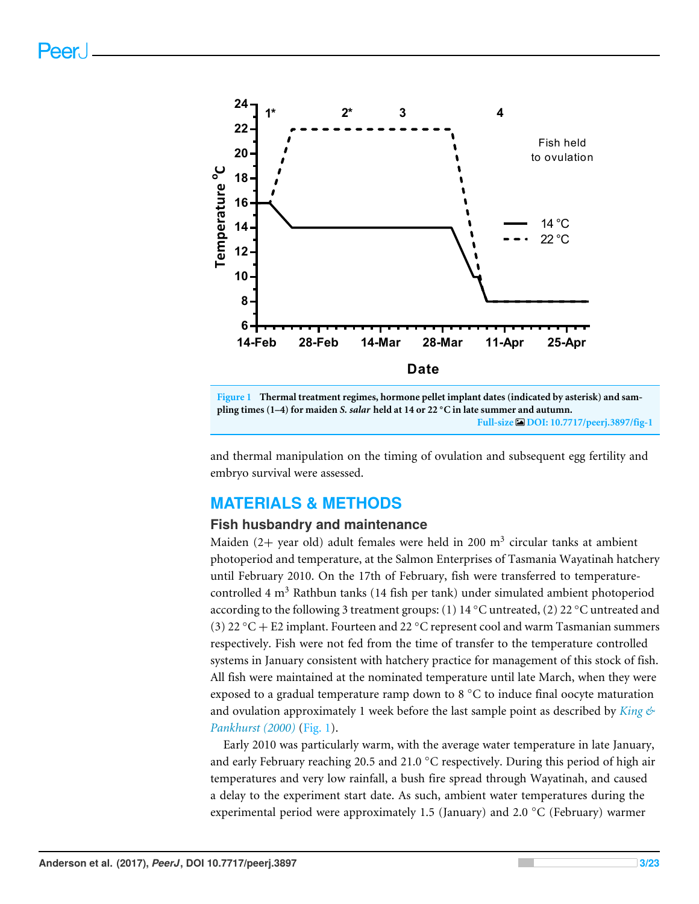Figure 1 Thermal treatment regimes, hormone pellet implant dates (indicated by asterisk) and sampling times (1–4) for maiden *S. salar* held at 14 or 22 °C in late summer and autumn.

Full-size DOI: 10.7717/peerj.3897/fig-1

and thermal manipulation on the timing of ovulation and subsequent egg fertility and embryo survival were assessed.

## MATERIALS & METHODS

### Fish husbandry and maintenance

Maiden (2+ year old) adult females were held in 200 $m^3$ circular tanks at ambient photoperiod and temperature, at the Salmon Enterprises of Tasmania Wayatinah hatchery until February 2010. On the 17th of February, fish were transferred to temperature-controlled 4 $m^3$ Rathbun tanks (14 fish per tank) under simulated ambient photoperiod according to the following 3 treatment groups: (1) 14 °C untreated, (2) 22 °C untreated and (3) 22 °C + E2 implant. Fourteen and 22 °C represent cool and warm Tasmanian summers respectively. Fish were not fed from the time of transfer to the temperature controlled systems in January consistent with hatchery practice for management of this stock of fish. All fish were maintained at the nominated temperature until late March, when they were exposed to a gradual temperature ramp down to 8 °C to induce final oocyte maturation and ovulation approximately 1 week before the last sample point as described by *King & Pankhurst (2000)* (Fig. 1).

Early 2010 was particularly warm, with the average water temperature in late January, and early February reaching 20.5 and 21.0 °C respectively. During this period of high air temperatures and very low rainfall, a bush fire spread through Wayatinah, and caused a delay to the experiment start date. As such, ambient water temperatures during the experimental period were approximately 1.5 (January) and 2.0 °C (February) warmer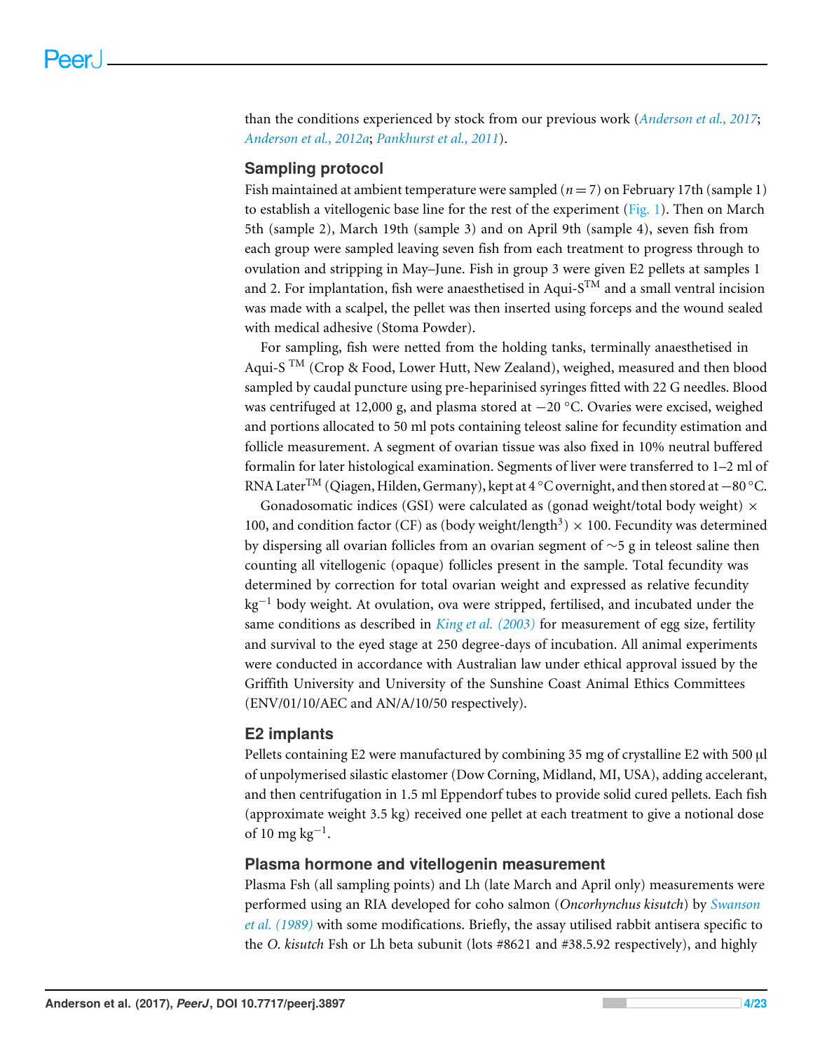than the conditions experienced by stock from our previous work (*Anderson et al., 2017*; *Anderson et al., 2012a*; *Pankhurst et al., 2011*).

## Sampling protocol

Fish maintained at ambient temperature were sampled ($n = 7$) on February 17th (sample 1) to establish a vitellogenic base line for the rest of the experiment (Fig. 1). Then on March 5th (sample 2), March 19th (sample 3) and on April 9th (sample 4), seven fish from each group were sampled leaving seven fish from each treatment to progress through to ovulation and stripping in May–June. Fish in group 3 were given E2 pellets at samples 1 and 2. For implantation, fish were anaesthetised in Aqui-S$^{TM}$ and a small ventral incision was made with a scalpel, the pellet was then inserted using forceps and the wound sealed with medical adhesive (Stoma Powder).

For sampling, fish were netted from the holding tanks, terminally anaesthetised in Aqui-S $^{TM}$ (Crop & Food, Lower Hutt, New Zealand), weighed, measured and then blood sampled by caudal puncture using pre-heparinised syringes fitted with 22 G needles. Blood was centrifuged at 12,000 g, and plasma stored at −20 °C. Ovaries were excised, weighed and portions allocated to 50 ml pots containing teleost saline for fecundity estimation and follicle measurement. A segment of ovarian tissue was also fixed in 10% neutral buffered formalin for later histological examination. Segments of liver were transferred to 1–2 ml of RNA Later$^{TM}$ (Qiagen, Hilden, Germany), kept at 4 °C overnight, and then stored at −80 °C.

Gonadosomatic indices (GSI) were calculated as (gonad weight/total body weight) $\times$ 100, and condition factor (CF) as (body weight/length$^3$) $\times$ 100. Fecundity was determined by dispersing all ovarian follicles from an ovarian segment of ∼5 g in teleost saline then counting all vitellogenic (opaque) follicles present in the sample. Total fecundity was determined by correction for total ovarian weight and expressed as relative fecundity kg$^{-1}$ body weight. At ovulation, ova were stripped, fertilised, and incubated under the same conditions as described in *King et al. (2003)* for measurement of egg size, fertility and survival to the eyed stage at 250 degree-days of incubation. All animal experiments were conducted in accordance with Australian law under ethical approval issued by the Griffith University and University of the Sunshine Coast Animal Ethics Committees (ENV/01/10/AEC and AN/A/10/50 respectively).

## E2 implants

Pellets containing E2 were manufactured by combining 35 mg of crystalline E2 with 500 µl of unpolymerised silastic elastomer (Dow Corning, Midland, MI, USA), adding accelerant, and then centrifugation in 1.5 ml Eppendorf tubes to provide solid cured pellets. Each fish (approximate weight 3.5 kg) received one pellet at each treatment to give a notional dose of 10 mg kg$^{-1}$.

## Plasma hormone and vitellogenin measurement

Plasma Fsh (all sampling points) and Lh (late March and April only) measurements were performed using an RIA developed for coho salmon (*Oncorhynchus kisutch*) by *Swanson et al. (1989)* with some modifications. Briefly, the assay utilised rabbit antisera specific to the *O. kisutch* Fsh or Lh beta subunit (lots #8621 and #38.5.92 respectively), and highly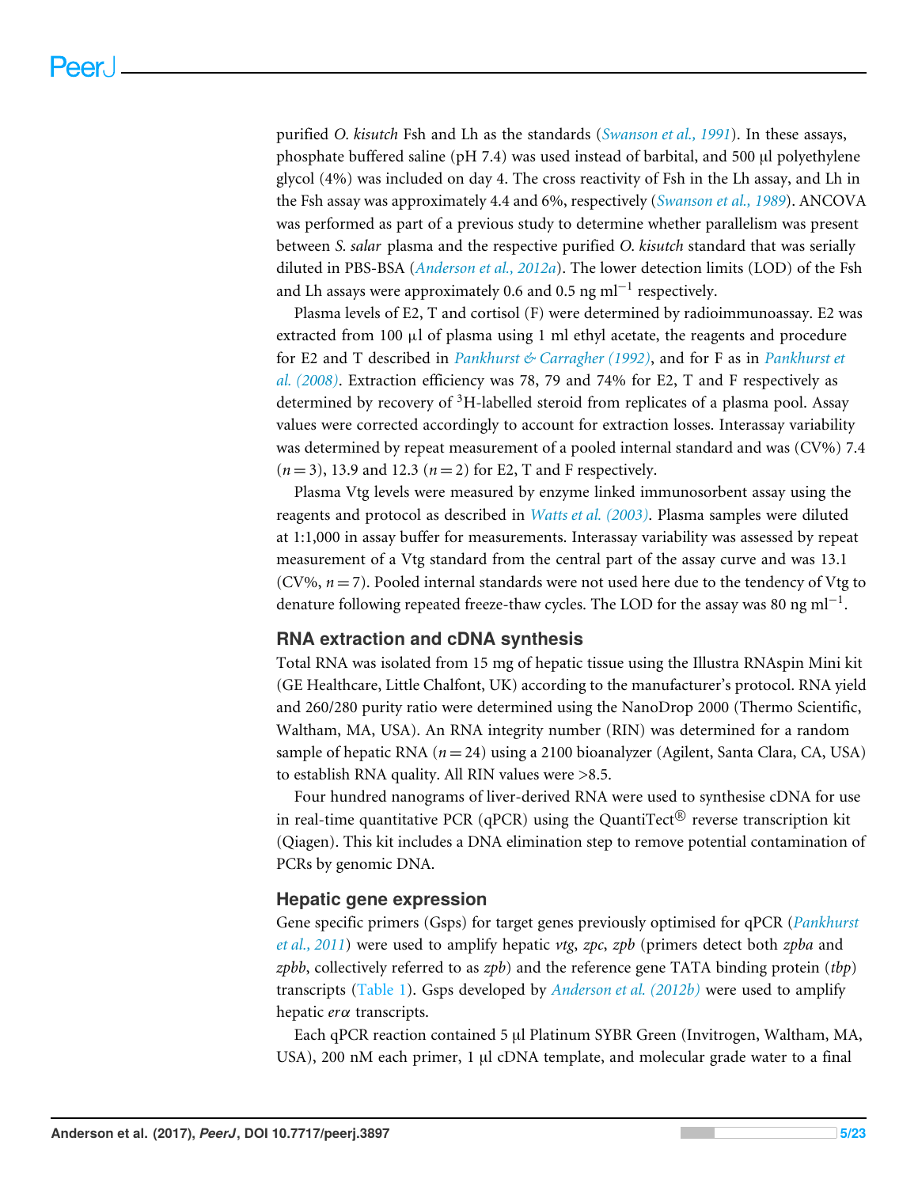purified *O. kisutch* Fsh and Lh as the standards (*Swanson et al., 1991*). In these assays, phosphate buffered saline (pH 7.4) was used instead of barbital, and 500 µl polyethylene glycol (4%) was included on day 4. The cross reactivity of Fsh in the Lh assay, and Lh in the Fsh assay was approximately 4.4 and 6%, respectively (*Swanson et al., 1989*). ANCOVA was performed as part of a previous study to determine whether parallelism was present between *S. salar* plasma and the respective purified *O. kisutch* standard that was serially diluted in PBS-BSA (*Anderson et al., 2012a*). The lower detection limits (LOD) of the Fsh and Lh assays were approximately 0.6 and 0.5 ng $ml^{-1}$ respectively.

Plasma levels of E2, T and cortisol (F) were determined by radioimmunoassay. E2 was extracted from 100 µl of plasma using 1 ml ethyl acetate, the reagents and procedure for E2 and T described in *Pankhurst & Carragher (1992)*, and for F as in *Pankhurst et al. (2008)*. Extraction efficiency was 78, 79 and 74% for E2, T and F respectively as determined by recovery of $^{3}$H-labelled steroid from replicates of a plasma pool. Assay values were corrected accordingly to account for extraction losses. Interassay variability was determined by repeat measurement of a pooled internal standard and was (CV%) 7.4 ($n = 3$), 13.9 and 12.3 ($n = 2$) for E2, T and F respectively.

Plasma Vtg levels were measured by enzyme linked immunosorbent assay using the reagents and protocol as described in *Watts et al. (2003)*. Plasma samples were diluted at 1:1,000 in assay buffer for measurements. Interassay variability was assessed by repeat measurement of a Vtg standard from the central part of the assay curve and was 13.1 (CV%, $n = 7$). Pooled internal standards were not used here due to the tendency of Vtg to denature following repeated freeze-thaw cycles. The LOD for the assay was 80 ng $ml^{-1}$.

## RNA extraction and cDNA synthesis

Total RNA was isolated from 15 mg of hepatic tissue using the Illustra RNAspin Mini kit (GE Healthcare, Little Chalfont, UK) according to the manufacturer's protocol. RNA yield and 260/280 purity ratio were determined using the NanoDrop 2000 (Thermo Scientific, Waltham, MA, USA). An RNA integrity number (RIN) was determined for a random sample of hepatic RNA ($n = 24$) using a 2100 bioanalyzer (Agilent, Santa Clara, CA, USA) to establish RNA quality. All RIN values were >8.5.

Four hundred nanograms of liver-derived RNA were used to synthesise cDNA for use in real-time quantitative PCR (qPCR) using the QuantiTect® reverse transcription kit (Qiagen). This kit includes a DNA elimination step to remove potential contamination of PCRs by genomic DNA.

## Hepatic gene expression

Gene specific primers (Gsps) for target genes previously optimised for qPCR (*Pankhurst et al., 2011*) were used to amplify hepatic *vtg*, *zpc*, *zpb* (primers detect both *zpba* and *zpbb*, collectively referred to as *zpb*) and the reference gene TATA binding protein (*tbp*) transcripts (Table 1). Gsps developed by *Anderson et al. (2012b)* were used to amplify hepatic *erα* transcripts.

Each qPCR reaction contained 5 µl Platinum SYBR Green (Invitrogen, Waltham, MA, USA), 200 nM each primer, 1 µl cDNA template, and molecular grade water to a final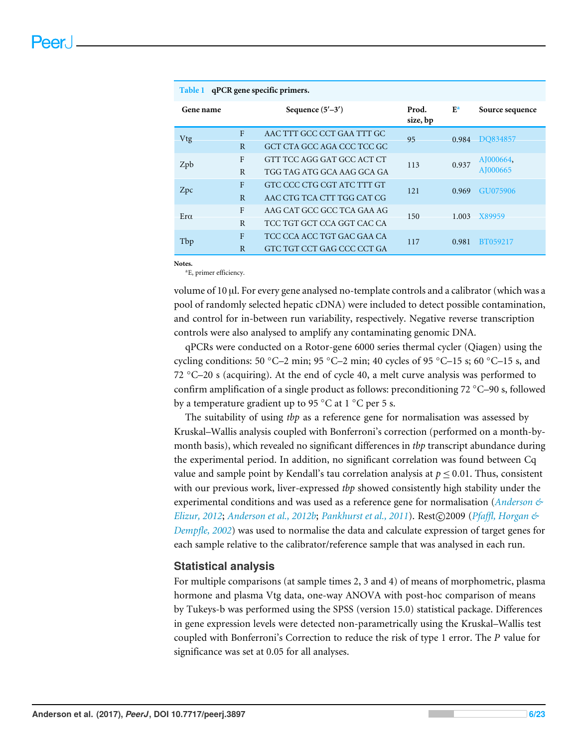**Table 1 qPCR gene specific primers.**

| Gene name | | Sequence (5′–3′) | Prod. size, bp | E[a] | Source sequence |
|---|---|---|---|---|---|
| Vtg | F | AAC TTT GCC CCT GAA TTT GC | 95 | 0.984 | DQ834857 |
| | R | GCT CTA GCC AGA CCC TCC GC | | | |
| Zpb | F | GTT TCC AGG GAT GCC ACT CT | 113 | 0.937 | AJ000664, AJ000665 |
| | R | TGG TAG ATG GCA AAG GCA GA | | | |
| Zpc | F | GTC CCC CTG CGT ATC TTT GT | 121 | 0.969 | GU075906 |
| | R | AAC CTG TCA CTT TGG CAT CG | | | |
| Erα | F | AAG CAT GCC GCC TCA GAA AG | 150 | 1.003 | X89959 |
| | R | TCC TGT GCT CCA GGT CAC CA | | | |
| Tbp | F | TCC CCA ACC TGT GAC GAA CA | 117 | 0.981 | BT059217 |
| | R | GTC TGT CCT GAG CCC CCT GA | | | |

**Notes.**
[a]E, primer efficiency.

volume of 10 µl. For every gene analysed no-template controls and a calibrator (which was a pool of randomly selected hepatic cDNA) were included to detect possible contamination, and control for in-between run variability, respectively. Negative reverse transcription controls were also analysed to amplify any contaminating genomic DNA.

qPCRs were conducted on a Rotor-gene 6000 series thermal cycler (Qiagen) using the cycling conditions: 50 °C–2 min; 95 °C–2 min; 40 cycles of 95 °C–15 s; 60 °C–15 s, and 72 °C–20 s (acquiring). At the end of cycle 40, a melt curve analysis was performed to confirm amplification of a single product as follows: preconditioning 72 °C–90 s, followed by a temperature gradient up to 95 °C at 1 °C per 5 s.

The suitability of using *tbp* as a reference gene for normalisation was assessed by Kruskal–Wallis analysis coupled with Bonferroni's correction (performed on a month-by-month basis), which revealed no significant differences in *tbp* transcript abundance during the experimental period. In addition, no significant correlation was found between Cq value and sample point by Kendall's tau correlation analysis at $p \leq 0.01$. Thus, consistent with our previous work, liver-expressed *tbp* showed consistently high stability under the experimental conditions and was used as a reference gene for normalisation (*Anderson & Elizur, 2012*; *Anderson et al., 2012b*; *Pankhurst et al., 2011*). Rest©2009 (*Pfaffl, Horgan & Dempfle, 2002*) was used to normalise the data and calculate expression of target genes for each sample relative to the calibrator/reference sample that was analysed in each run.

## Statistical analysis

For multiple comparisons (at sample times 2, 3 and 4) of means of morphometric, plasma hormone and plasma Vtg data, one-way ANOVA with post-hoc comparison of means by Tukeys-b was performed using the SPSS (version 15.0) statistical package. Differences in gene expression levels were detected non-parametrically using the Kruskal–Wallis test coupled with Bonferroni's Correction to reduce the risk of type 1 error. The *P* value for significance was set at 0.05 for all analyses.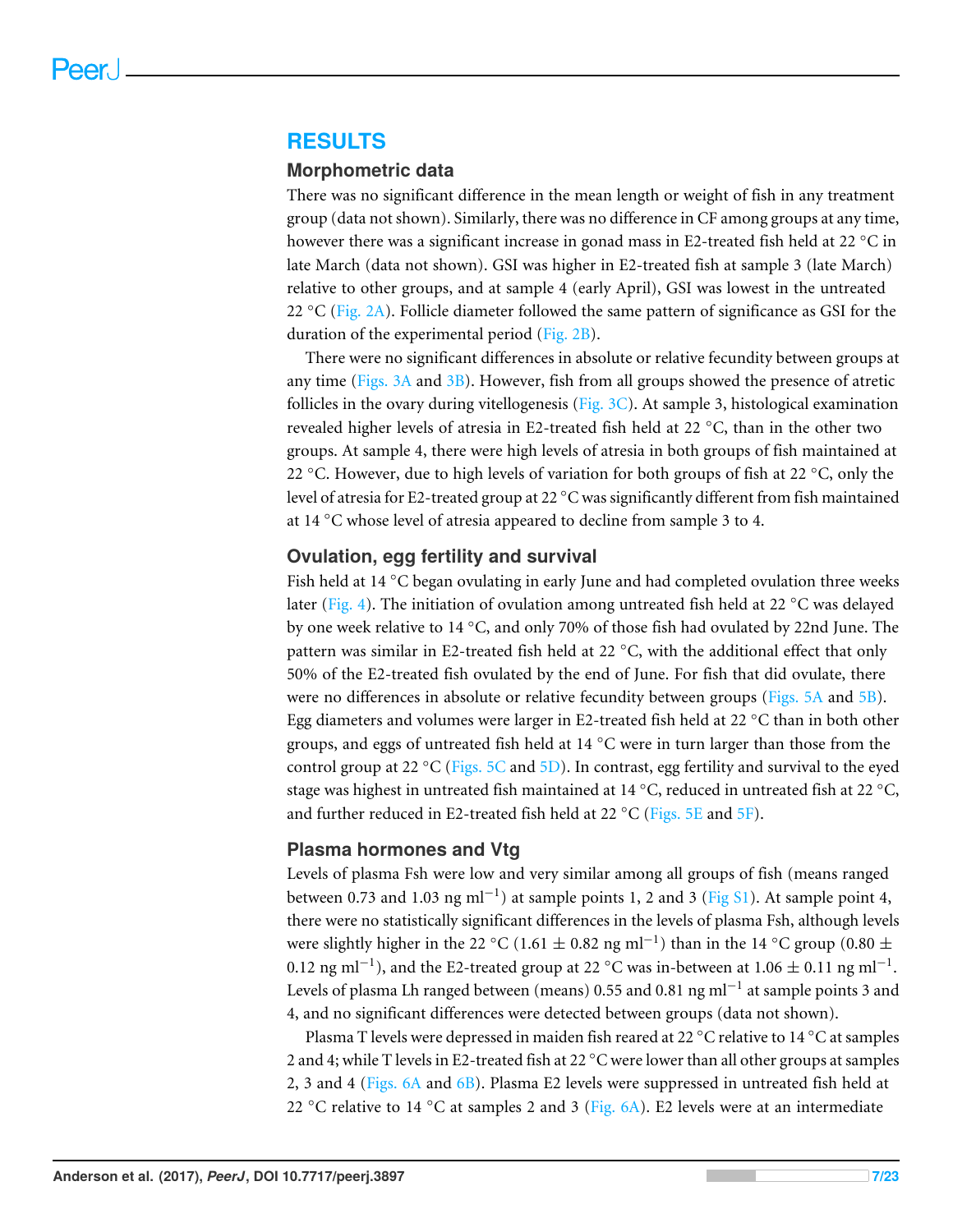## RESULTS

### Morphometric data

There was no significant difference in the mean length or weight of fish in any treatment group (data not shown). Similarly, there was no difference in CF among groups at any time, however there was a significant increase in gonad mass in E2-treated fish held at 22 °C in late March (data not shown). GSI was higher in E2-treated fish at sample 3 (late March) relative to other groups, and at sample 4 (early April), GSI was lowest in the untreated 22 °C (Fig. 2A). Follicle diameter followed the same pattern of significance as GSI for the duration of the experimental period (Fig. 2B).

There were no significant differences in absolute or relative fecundity between groups at any time (Figs. 3A and 3B). However, fish from all groups showed the presence of atretic follicles in the ovary during vitellogenesis (Fig. 3C). At sample 3, histological examination revealed higher levels of atresia in E2-treated fish held at 22 °C, than in the other two groups. At sample 4, there were high levels of atresia in both groups of fish maintained at 22 °C. However, due to high levels of variation for both groups of fish at 22 °C, only the level of atresia for E2-treated group at 22 °C was significantly different from fish maintained at 14 °C whose level of atresia appeared to decline from sample 3 to 4.

### Ovulation, egg fertility and survival

Fish held at 14 °C began ovulating in early June and had completed ovulation three weeks later (Fig. 4). The initiation of ovulation among untreated fish held at 22 °C was delayed by one week relative to 14 °C, and only 70% of those fish had ovulated by 22nd June. The pattern was similar in E2-treated fish held at 22 °C, with the additional effect that only 50% of the E2-treated fish ovulated by the end of June. For fish that did ovulate, there were no differences in absolute or relative fecundity between groups (Figs. 5A and 5B). Egg diameters and volumes were larger in E2-treated fish held at 22 °C than in both other groups, and eggs of untreated fish held at 14 °C were in turn larger than those from the control group at 22 °C (Figs. 5C and 5D). In contrast, egg fertility and survival to the eyed stage was highest in untreated fish maintained at 14 °C, reduced in untreated fish at 22 °C, and further reduced in E2-treated fish held at 22 °C (Figs. 5E and 5F).

### Plasma hormones and Vtg

Levels of plasma Fsh were low and very similar among all groups of fish (means ranged between 0.73 and 1.03 ng ml$^{-1}$) at sample points 1, 2 and 3 (Fig S1). At sample point 4, there were no statistically significant differences in the levels of plasma Fsh, although levels were slightly higher in the 22 °C (1.61 ± 0.82 ng ml$^{-1}$) than in the 14 °C group (0.80 ± 0.12 ng ml$^{-1}$), and the E2-treated group at 22 °C was in-between at 1.06 ± 0.11 ng ml$^{-1}$. Levels of plasma Lh ranged between (means) 0.55 and 0.81 ng ml$^{-1}$ at sample points 3 and 4, and no significant differences were detected between groups (data not shown).

Plasma T levels were depressed in maiden fish reared at 22 °C relative to 14 °C at samples 2 and 4; while T levels in E2-treated fish at 22 °C were lower than all other groups at samples 2, 3 and 4 (Figs. 6A and 6B). Plasma E2 levels were suppressed in untreated fish held at 22 °C relative to 14 °C at samples 2 and 3 (Fig. 6A). E2 levels were at an intermediate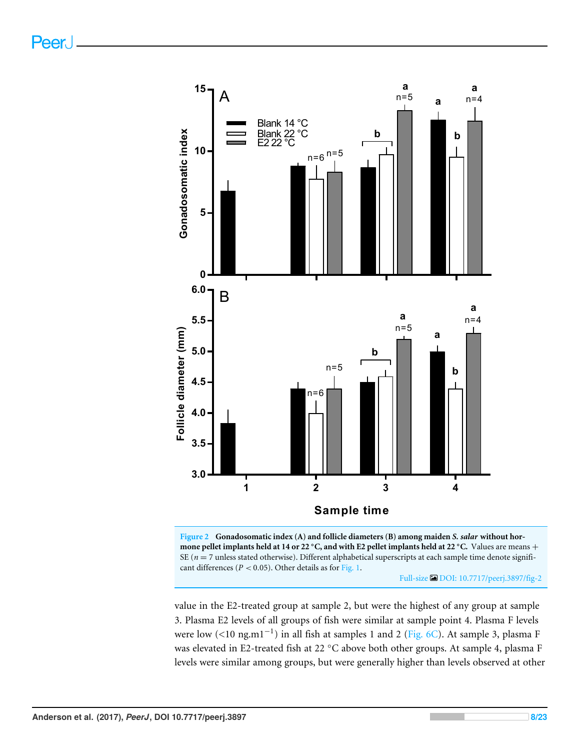Figure 2 **Gonadosomatic index (A) and follicle diameters (B) among maiden *S. salar* without hormone pellet implants held at 14 or 22 °C, and with E2 pellet implants held at 22 °C.** Values are means + SE ($n = 7$ unless stated otherwise). Different alphabetical superscripts at each sample time denote significant differences ($P < 0.05$). Other details as for Fig. 1.

Full-size DOI: 10.7717/peerj.3897/fig-2

value in the E2-treated group at sample 2, but were the highest of any group at sample 3. Plasma E2 levels of all groups of fish were similar at sample point 4. Plasma F levels were low (<10 ng.m$1^{-1}$) in all fish at samples 1 and 2 (Fig. 6C). At sample 3, plasma F was elevated in E2-treated fish at 22 °C above both other groups. At sample 4, plasma F levels were similar among groups, but were generally higher than levels observed at other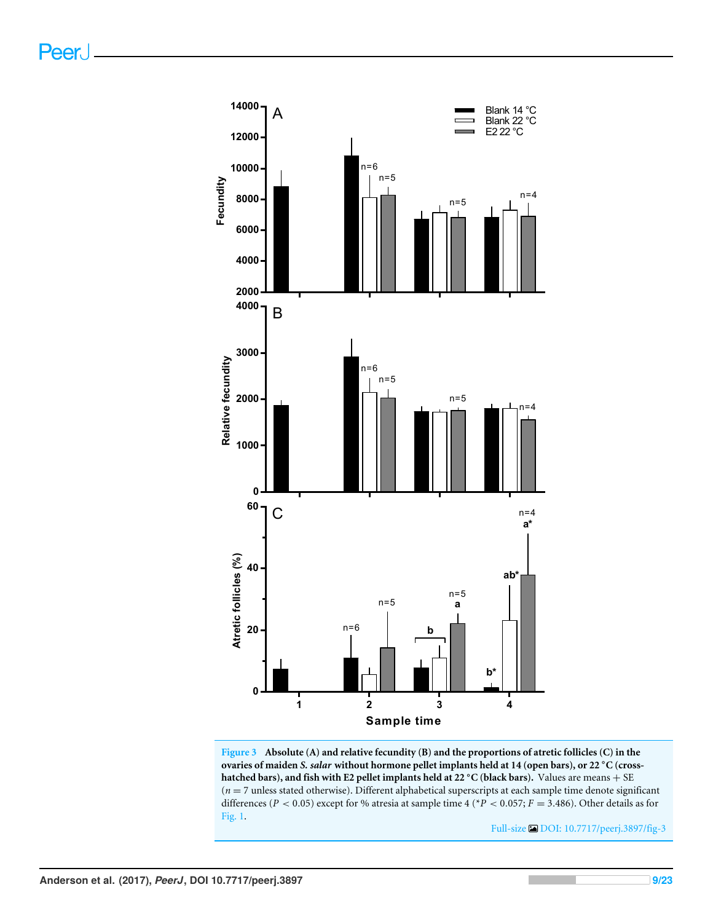**Figure 3 Absolute (A) and relative fecundity (B) and the proportions of atretic follicles (C) in the ovaries of maiden *S. salar* without hormone pellet implants held at 14 (open bars), or 22 °C (cross-hatched bars), and fish with E2 pellet implants held at 22 °C (black bars).** Values are means + SE ($n = 7$ unless stated otherwise). Different alphabetical superscripts at each sample time denote significant differences ($P < 0.05$) except for % atresia at sample time 4 ($^*P < 0.057$; $F = 3.486$). Other details as for Fig. 1.

Full-size DOI: 10.7717/peerj.3897/fig-3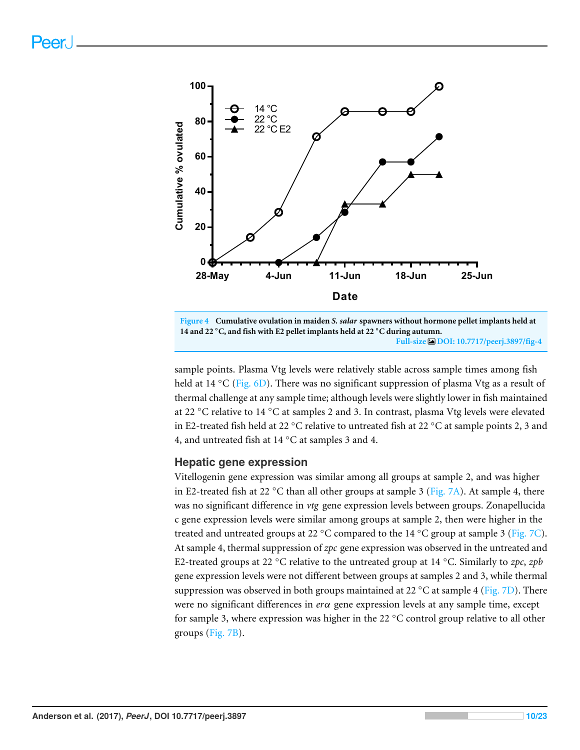Figure 4 Cumulative ovulation in maiden *S. salar* spawners without hormone pellet implants held at 14 and 22 °C, and fish with E2 pellet implants held at 22 °C during autumn.

Full-size DOI: 10.7717/peerj.3897/fig-4

sample points. Plasma Vtg levels were relatively stable across sample times among fish held at 14 °C (Fig. 6D). There was no significant suppression of plasma Vtg as a result of thermal challenge at any sample time; although levels were slightly lower in fish maintained at 22 °C relative to 14 °C at samples 2 and 3. In contrast, plasma Vtg levels were elevated in E2-treated fish held at 22 °C relative to untreated fish at 22 °C at sample points 2, 3 and 4, and untreated fish at 14 °C at samples 3 and 4.

## Hepatic gene expression

Vitellogenin gene expression was similar among all groups at sample 2, and was higher in E2-treated fish at 22 °C than all other groups at sample 3 (Fig. 7A). At sample 4, there was no significant difference in *vtg* gene expression levels between groups. Zonapellucida c gene expression levels were similar among groups at sample 2, then were higher in the treated and untreated groups at 22 °C compared to the 14 °C group at sample 3 (Fig. 7C). At sample 4, thermal suppression of *zpc* gene expression was observed in the untreated and E2-treated groups at 22 °C relative to the untreated group at 14 °C. Similarly to *zpc*, *zpb* gene expression levels were not different between groups at samples 2 and 3, while thermal suppression was observed in both groups maintained at 22 °C at sample 4 (Fig. 7D). There were no significant differences in *erα* gene expression levels at any sample time, except for sample 3, where expression was higher in the 22 °C control group relative to all other groups (Fig. 7B).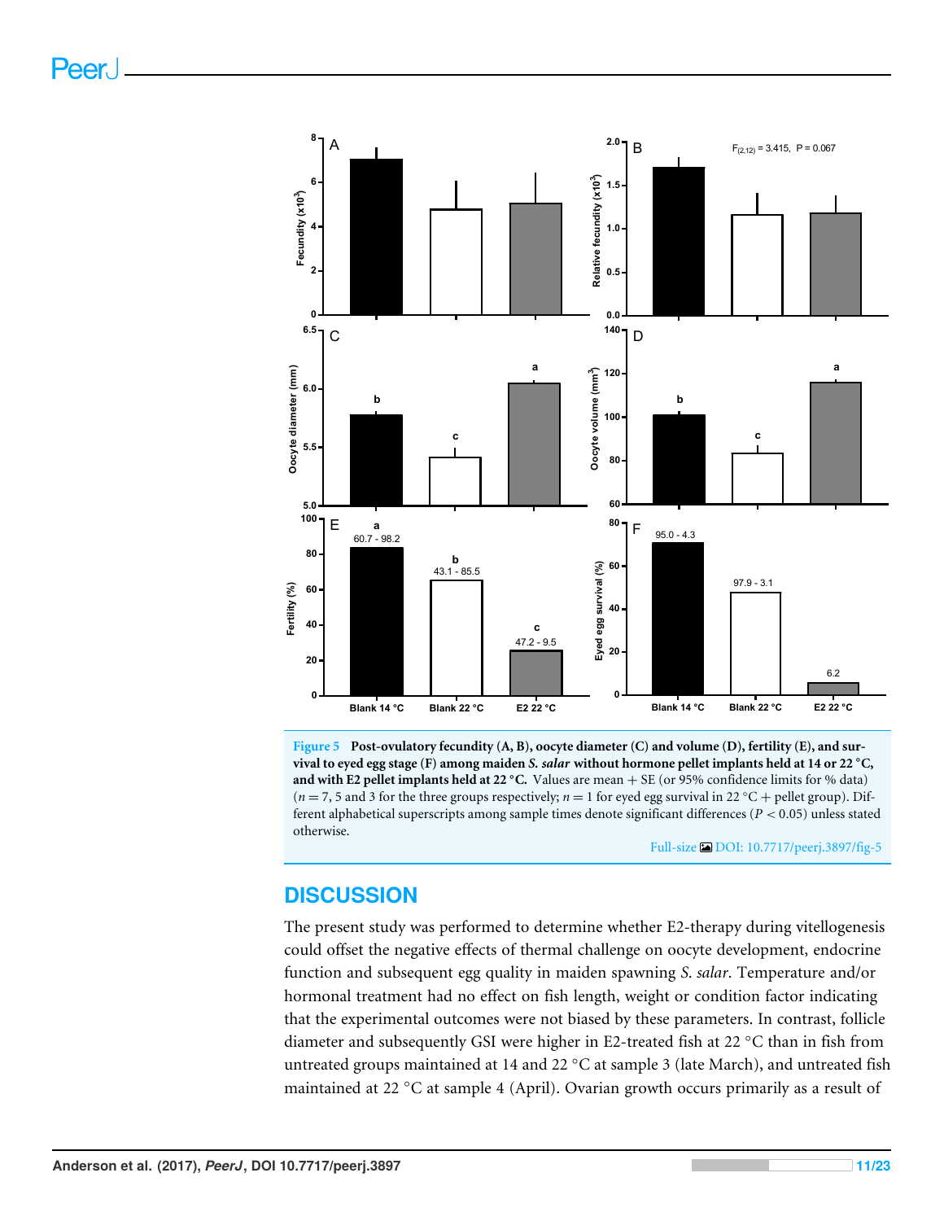**Figure 5 Post-ovulatory fecundity (A, B), oocyte diameter (C) and volume (D), fertility (E), and survival to eyed egg stage (F) among maiden *S. salar* without hormone pellet implants held at 14 or 22 °C, and with E2 pellet implants held at 22 °C.** Values are mean + SE (or 95% confidence limits for % data) ($n = 7$, 5 and 3 for the three groups respectively; $n = 1$ for eyed egg survival in 22 °C + pellet group). Different alphabetical superscripts among sample times denote significant differences ($P < 0.05$) unless stated otherwise.

Full-size DOI: 10.7717/peerj.3897/fig-5

## DISCUSSION

The present study was performed to determine whether E2-therapy during vitellogenesis could offset the negative effects of thermal challenge on oocyte development, endocrine function and subsequent egg quality in maiden spawning *S. salar*. Temperature and/or hormonal treatment had no effect on fish length, weight or condition factor indicating that the experimental outcomes were not biased by these parameters. In contrast, follicle diameter and subsequently GSI were higher in E2-treated fish at 22 °C than in fish from untreated groups maintained at 14 and 22 °C at sample 3 (late March), and untreated fish maintained at 22 °C at sample 4 (April). Ovarian growth occurs primarily as a result of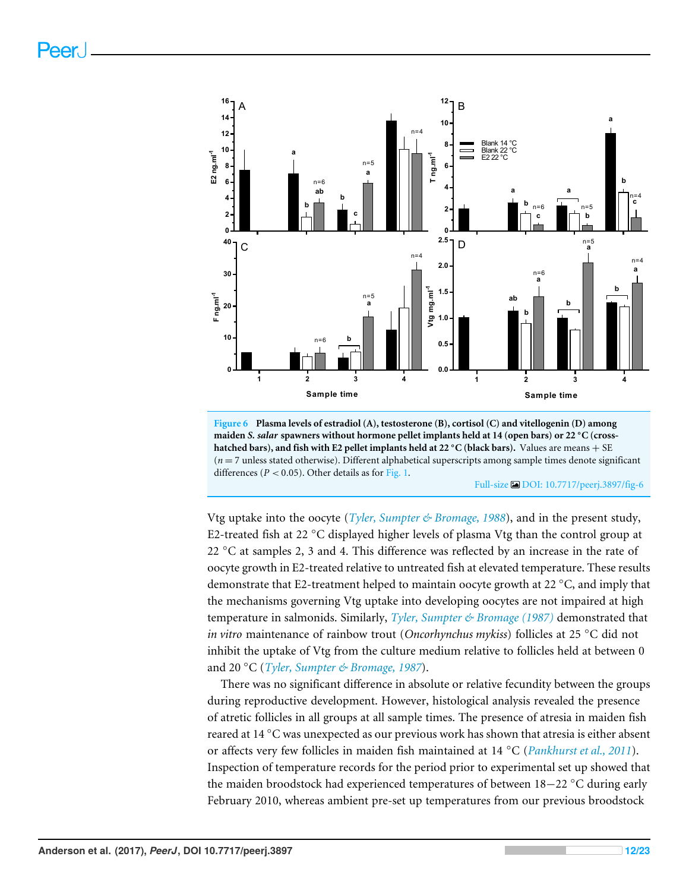**Figure 6** **Plasma levels of estradiol (A), testosterone (B), cortisol (C) and vitellogenin (D) among maiden *S. salar* spawners without hormone pellet implants held at 14 (open bars) or 22 °C (cross-hatched bars), and fish with E2 pellet implants held at 22 °C (black bars).** Values are means + SE ($n = 7$ unless stated otherwise). Different alphabetical superscripts among sample times denote significant differences ($P < 0.05$). Other details as for Fig. 1.

Full-size DOI: 10.7717/peerj.3897/fig-6

Vtg uptake into the oocyte (Tyler, Sumpter & Bromage, 1988), and in the present study, E2-treated fish at 22 °C displayed higher levels of plasma Vtg than the control group at 22 °C at samples 2, 3 and 4. This difference was reflected by an increase in the rate of oocyte growth in E2-treated relative to untreated fish at elevated temperature. These results demonstrate that E2-treatment helped to maintain oocyte growth at 22 °C, and imply that the mechanisms governing Vtg uptake into developing oocytes are not impaired at high temperature in salmonids. Similarly, Tyler, Sumpter & Bromage (1987) demonstrated that *in vitro* maintenance of rainbow trout (*Oncorhynchus mykiss*) follicles at 25 °C did not inhibit the uptake of Vtg from the culture medium relative to follicles held at between 0 and 20 °C (Tyler, Sumpter & Bromage, 1987).

There was no significant difference in absolute or relative fecundity between the groups during reproductive development. However, histological analysis revealed the presence of atretic follicles in all groups at all sample times. The presence of atresia in maiden fish reared at 14 °C was unexpected as our previous work has shown that atresia is either absent or affects very few follicles in maiden fish maintained at 14 °C (Pankhurst et al., 2011). Inspection of temperature records for the period prior to experimental set up showed that the maiden broodstock had experienced temperatures of between 18−22 °C during early February 2010, whereas ambient pre-set up temperatures from our previous broodstock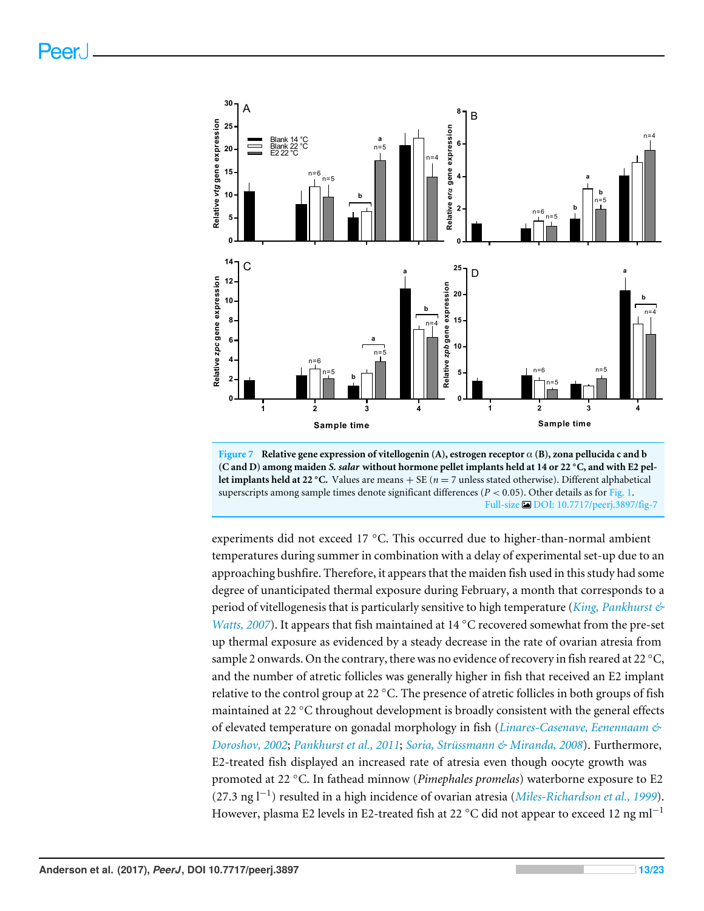Figure 7 **Relative gene expression of vitellogenin (A), estrogen receptor α (B), zona pellucida c and b (C and D) among maiden *S. salar* without hormone pellet implants held at 14 or 22 °C, and with E2 pellet implants held at 22 °C.** Values are means + SE ($n = 7$ unless stated otherwise). Different alphabetical superscripts among sample times denote significant differences ($P < 0.05$). Other details as for Fig. 1.

Full-size DOI: 10.7717/peerj.3897/fig-7

experiments did not exceed 17 °C. This occurred due to higher-than-normal ambient temperatures during summer in combination with a delay of experimental set-up due to an approaching bushfire. Therefore, it appears that the maiden fish used in this study had some degree of unanticipated thermal exposure during February, a month that corresponds to a period of vitellogenesis that is particularly sensitive to high temperature (*King, Pankhurst & Watts, 2007*). It appears that fish maintained at 14 °C recovered somewhat from the pre-set up thermal exposure as evidenced by a steady decrease in the rate of ovarian atresia from sample 2 onwards. On the contrary, there was no evidence of recovery in fish reared at 22 °C, and the number of atretic follicles was generally higher in fish that received an E2 implant relative to the control group at 22 °C. The presence of atretic follicles in both groups of fish maintained at 22 °C throughout development is broadly consistent with the general effects of elevated temperature on gonadal morphology in fish (*Linares-Casenave, Eenennaam & Doroshov, 2002*; *Pankhurst et al., 2011*; *Soria, Strüssmann & Miranda, 2008*). Furthermore, E2-treated fish displayed an increased rate of atresia even though oocyte growth was promoted at 22 °C. In fathead minnow (*Pimephales promelas*) waterborne exposure to E2 (27.3 ng $l^{-1}$) resulted in a high incidence of ovarian atresia (*Miles-Richardson et al., 1999*). However, plasma E2 levels in E2-treated fish at 22 °C did not appear to exceed 12 ng $ml^{-1}$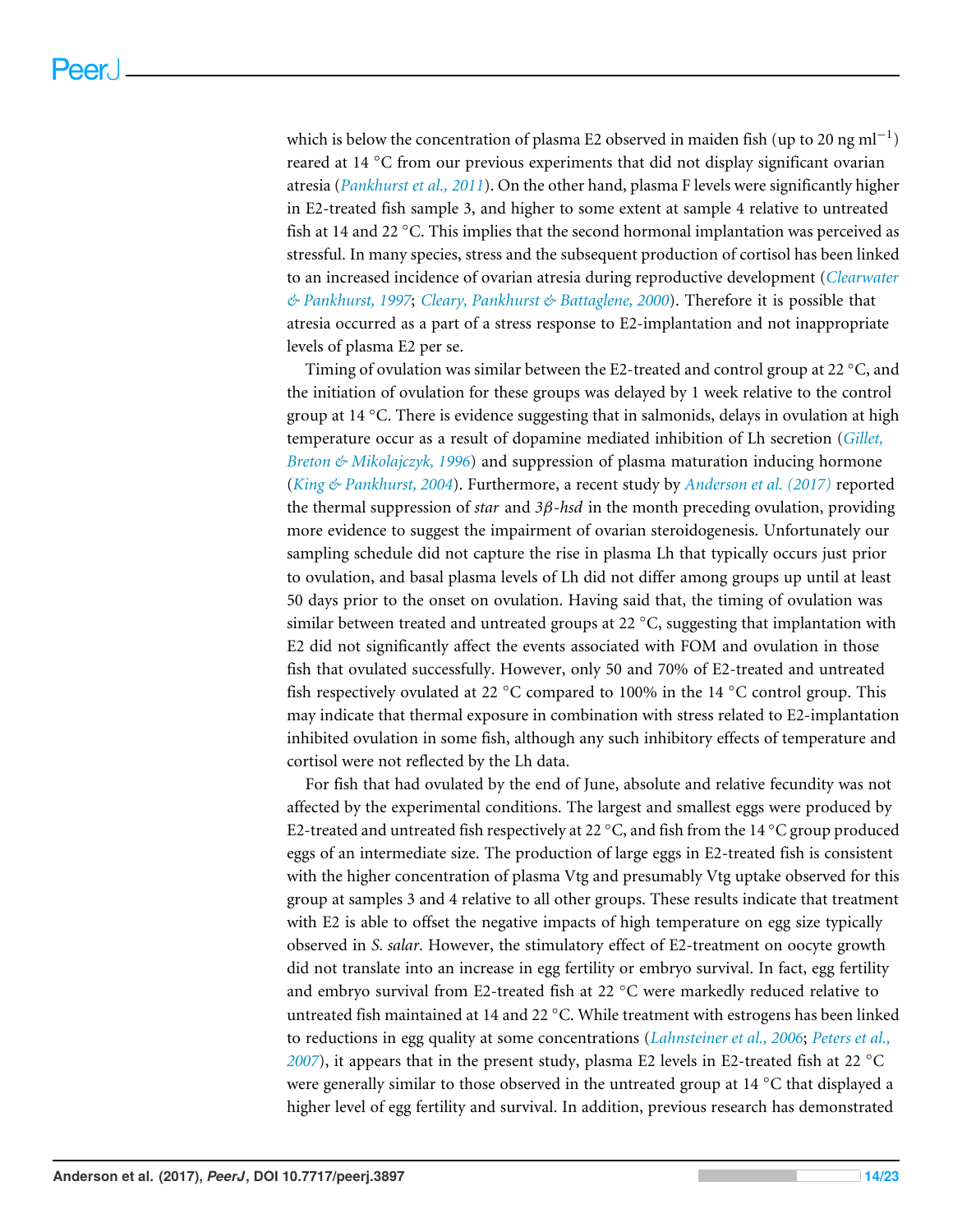which is below the concentration of plasma E2 observed in maiden fish (up to 20 ng $ml^{-1}$) reared at 14 °C from our previous experiments that did not display significant ovarian atresia (*Pankhurst et al., 2011*). On the other hand, plasma F levels were significantly higher in E2-treated fish sample 3, and higher to some extent at sample 4 relative to untreated fish at 14 and 22 °C. This implies that the second hormonal implantation was perceived as stressful. In many species, stress and the subsequent production of cortisol has been linked to an increased incidence of ovarian atresia during reproductive development (*Clearwater & Pankhurst, 1997*; *Cleary, Pankhurst & Battaglene, 2000*). Therefore it is possible that atresia occurred as a part of a stress response to E2-implantation and not inappropriate levels of plasma E2 per se.

Timing of ovulation was similar between the E2-treated and control group at 22 °C, and the initiation of ovulation for these groups was delayed by 1 week relative to the control group at 14 °C. There is evidence suggesting that in salmonids, delays in ovulation at high temperature occur as a result of dopamine mediated inhibition of Lh secretion (*Gillet, Breton & Mikolajczyk, 1996*) and suppression of plasma maturation inducing hormone (*King & Pankhurst, 2004*). Furthermore, a recent study by *Anderson et al. (2017)* reported the thermal suppression of *star* and *3β-hsd* in the month preceding ovulation, providing more evidence to suggest the impairment of ovarian steroidogenesis. Unfortunately our sampling schedule did not capture the rise in plasma Lh that typically occurs just prior to ovulation, and basal plasma levels of Lh did not differ among groups up until at least 50 days prior to the onset on ovulation. Having said that, the timing of ovulation was similar between treated and untreated groups at 22 °C, suggesting that implantation with E2 did not significantly affect the events associated with FOM and ovulation in those fish that ovulated successfully. However, only 50 and 70% of E2-treated and untreated fish respectively ovulated at 22 °C compared to 100% in the 14 °C control group. This may indicate that thermal exposure in combination with stress related to E2-implantation inhibited ovulation in some fish, although any such inhibitory effects of temperature and cortisol were not reflected by the Lh data.

For fish that had ovulated by the end of June, absolute and relative fecundity was not affected by the experimental conditions. The largest and smallest eggs were produced by E2-treated and untreated fish respectively at 22 °C, and fish from the 14 °C group produced eggs of an intermediate size. The production of large eggs in E2-treated fish is consistent with the higher concentration of plasma Vtg and presumably Vtg uptake observed for this group at samples 3 and 4 relative to all other groups. These results indicate that treatment with E2 is able to offset the negative impacts of high temperature on egg size typically observed in *S. salar*. However, the stimulatory effect of E2-treatment on oocyte growth did not translate into an increase in egg fertility or embryo survival. In fact, egg fertility and embryo survival from E2-treated fish at 22 °C were markedly reduced relative to untreated fish maintained at 14 and 22 °C. While treatment with estrogens has been linked to reductions in egg quality at some concentrations (*Lahnsteiner et al., 2006*; *Peters et al., 2007*), it appears that in the present study, plasma E2 levels in E2-treated fish at 22 °C were generally similar to those observed in the untreated group at 14 °C that displayed a higher level of egg fertility and survival. In addition, previous research has demonstrated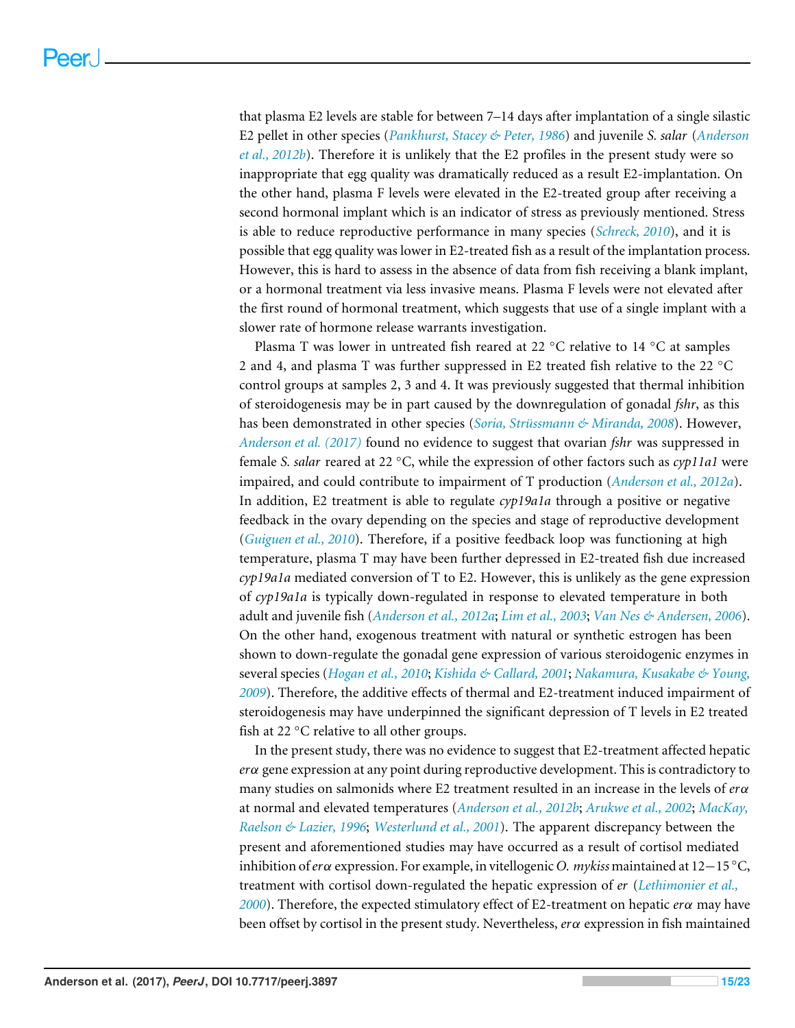that plasma E2 levels are stable for between 7–14 days after implantation of a single silastic E2 pellet in other species (*Pankhurst, Stacey & Peter, 1986*) and juvenile *S. salar* (*Anderson et al., 2012b*). Therefore it is unlikely that the E2 profiles in the present study were so inappropriate that egg quality was dramatically reduced as a result E2-implantation. On the other hand, plasma F levels were elevated in the E2-treated group after receiving a second hormonal implant which is an indicator of stress as previously mentioned. Stress is able to reduce reproductive performance in many species (*Schreck, 2010*), and it is possible that egg quality was lower in E2-treated fish as a result of the implantation process. However, this is hard to assess in the absence of data from fish receiving a blank implant, or a hormonal treatment via less invasive means. Plasma F levels were not elevated after the first round of hormonal treatment, which suggests that use of a single implant with a slower rate of hormone release warrants investigation.

Plasma T was lower in untreated fish reared at 22 °C relative to 14 °C at samples 2 and 4, and plasma T was further suppressed in E2 treated fish relative to the 22 °C control groups at samples 2, 3 and 4. It was previously suggested that thermal inhibition of steroidogenesis may be in part caused by the downregulation of gonadal *fshr*, as this has been demonstrated in other species (*Soria, Strüssmann & Miranda, 2008*). However, *Anderson et al. (2017)* found no evidence to suggest that ovarian *fshr* was suppressed in female *S. salar* reared at 22 °C, while the expression of other factors such as *cyp11a1* were impaired, and could contribute to impairment of T production (*Anderson et al., 2012a*). In addition, E2 treatment is able to regulate *cyp19a1a* through a positive or negative feedback in the ovary depending on the species and stage of reproductive development (*Guiguen et al., 2010*). Therefore, if a positive feedback loop was functioning at high temperature, plasma T may have been further depressed in E2-treated fish due increased *cyp19a1a* mediated conversion of T to E2. However, this is unlikely as the gene expression of *cyp19a1a* is typically down-regulated in response to elevated temperature in both adult and juvenile fish (*Anderson et al., 2012a*; *Lim et al., 2003*; *Van Nes & Andersen, 2006*). On the other hand, exogenous treatment with natural or synthetic estrogen has been shown to down-regulate the gonadal gene expression of various steroidogenic enzymes in several species (*Hogan et al., 2010*; *Kishida & Callard, 2001*; *Nakamura, Kusakabe & Young, 2009*). Therefore, the additive effects of thermal and E2-treatment induced impairment of steroidogenesis may have underpinned the significant depression of T levels in E2 treated fish at 22 °C relative to all other groups.

In the present study, there was no evidence to suggest that E2-treatment affected hepatic *erα* gene expression at any point during reproductive development. This is contradictory to many studies on salmonids where E2 treatment resulted in an increase in the levels of *erα* at normal and elevated temperatures (*Anderson et al., 2012b*; *Arukwe et al., 2002*; *MacKay, Raelson & Lazier, 1996*; *Westerlund et al., 2001*). The apparent discrepancy between the present and aforementioned studies may have occurred as a result of cortisol mediated inhibition of *erα* expression. For example, in vitellogenic *O. mykiss* maintained at 12−15 °C, treatment with cortisol down-regulated the hepatic expression of *er* (*Lethimonier et al., 2000*). Therefore, the expected stimulatory effect of E2-treatment on hepatic *erα* may have been offset by cortisol in the present study. Nevertheless, *erα* expression in fish maintained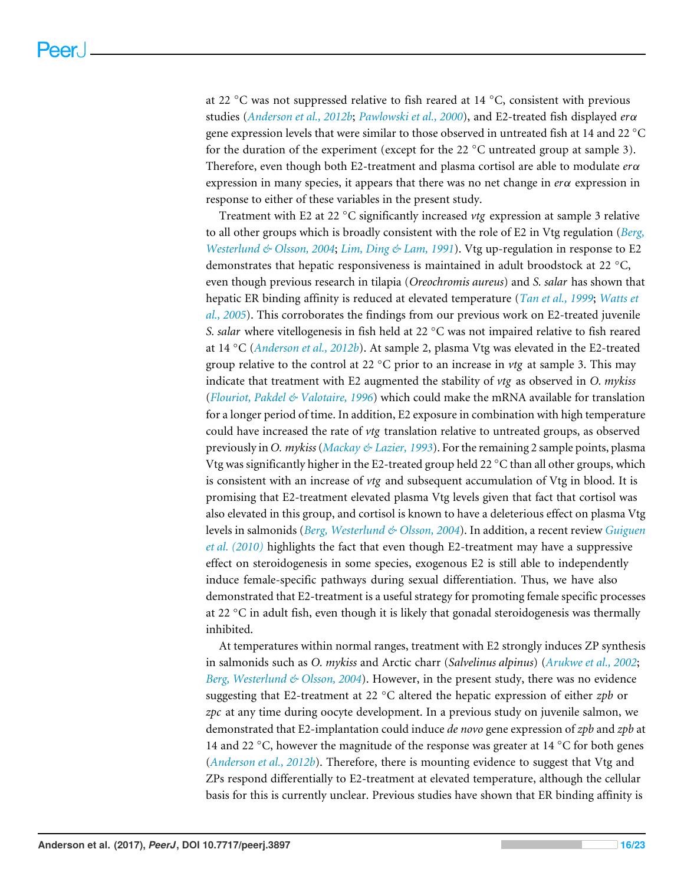at 22 °C was not suppressed relative to fish reared at 14 °C, consistent with previous studies (*Anderson et al., 2012b*; *Pawlowski et al., 2000*), and E2-treated fish displayed *erα* gene expression levels that were similar to those observed in untreated fish at 14 and 22 °C for the duration of the experiment (except for the 22 °C untreated group at sample 3). Therefore, even though both E2-treatment and plasma cortisol are able to modulate *erα* expression in many species, it appears that there was no net change in *erα* expression in response to either of these variables in the present study.

Treatment with E2 at 22 °C significantly increased *vtg* expression at sample 3 relative to all other groups which is broadly consistent with the role of E2 in Vtg regulation (*Berg, Westerlund & Olsson, 2004*; *Lim, Ding & Lam, 1991*). Vtg up-regulation in response to E2 demonstrates that hepatic responsiveness is maintained in adult broodstock at 22 °C, even though previous research in tilapia (*Oreochromis aureus*) and *S. salar* has shown that hepatic ER binding affinity is reduced at elevated temperature (*Tan et al., 1999*; *Watts et al., 2005*). This corroborates the findings from our previous work on E2-treated juvenile *S. salar* where vitellogenesis in fish held at 22 °C was not impaired relative to fish reared at 14 °C (*Anderson et al., 2012b*). At sample 2, plasma Vtg was elevated in the E2-treated group relative to the control at 22 °C prior to an increase in *vtg* at sample 3. This may indicate that treatment with E2 augmented the stability of *vtg* as observed in *O. mykiss* (*Flouriot, Pakdel & Valotaire, 1996*) which could make the mRNA available for translation for a longer period of time. In addition, E2 exposure in combination with high temperature could have increased the rate of *vtg* translation relative to untreated groups, as observed previously in *O. mykiss* (*Mackay & Lazier, 1993*). For the remaining 2 sample points, plasma Vtg was significantly higher in the E2-treated group held 22 °C than all other groups, which is consistent with an increase of *vtg* and subsequent accumulation of Vtg in blood. It is promising that E2-treatment elevated plasma Vtg levels given that fact that cortisol was also elevated in this group, and cortisol is known to have a deleterious effect on plasma Vtg levels in salmonids (*Berg, Westerlund & Olsson, 2004*). In addition, a recent review *Guiguen et al. (2010)* highlights the fact that even though E2-treatment may have a suppressive effect on steroidogenesis in some species, exogenous E2 is still able to independently induce female-specific pathways during sexual differentiation. Thus, we have also demonstrated that E2-treatment is a useful strategy for promoting female specific processes at 22 °C in adult fish, even though it is likely that gonadal steroidogenesis was thermally inhibited.

At temperatures within normal ranges, treatment with E2 strongly induces ZP synthesis in salmonids such as *O. mykiss* and Arctic charr (*Salvelinus alpinus*) (*Arukwe et al., 2002*; *Berg, Westerlund & Olsson, 2004*). However, in the present study, there was no evidence suggesting that E2-treatment at 22 °C altered the hepatic expression of either *zpb* or *zpc* at any time during oocyte development. In a previous study on juvenile salmon, we demonstrated that E2-implantation could induce *de novo* gene expression of *zpb* and *zpb* at 14 and 22 °C, however the magnitude of the response was greater at 14 °C for both genes (*Anderson et al., 2012b*). Therefore, there is mounting evidence to suggest that Vtg and ZPs respond differentially to E2-treatment at elevated temperature, although the cellular basis for this is currently unclear. Previous studies have shown that ER binding affinity is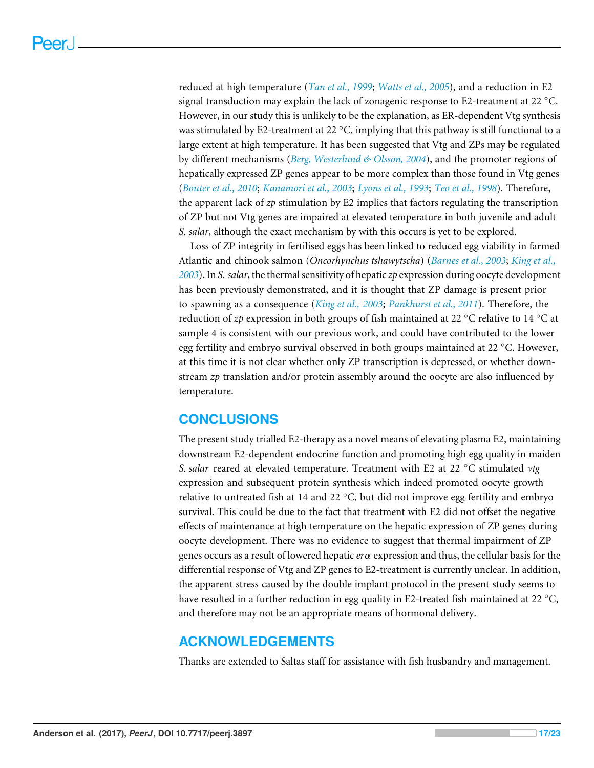reduced at high temperature (*Tan et al., 1999*; *Watts et al., 2005*), and a reduction in E2 signal transduction may explain the lack of zonagenic response to E2-treatment at 22 °C. However, in our study this is unlikely to be the explanation, as ER-dependent Vtg synthesis was stimulated by E2-treatment at 22 °C, implying that this pathway is still functional to a large extent at high temperature. It has been suggested that Vtg and ZPs may be regulated by different mechanisms (*Berg, Westerlund & Olsson, 2004*), and the promoter regions of hepatically expressed ZP genes appear to be more complex than those found in Vtg genes (*Bouter et al., 2010*; *Kanamori et al., 2003*; *Lyons et al., 1993*; *Teo et al., 1998*). Therefore, the apparent lack of *zp* stimulation by E2 implies that factors regulating the transcription of ZP but not Vtg genes are impaired at elevated temperature in both juvenile and adult *S. salar*, although the exact mechanism by with this occurs is yet to be explored.

Loss of ZP integrity in fertilised eggs has been linked to reduced egg viability in farmed Atlantic and chinook salmon (*Oncorhynchus tshawytscha*) (*Barnes et al., 2003*; *King et al., 2003*). In *S. salar*, the thermal sensitivity of hepatic *zp* expression during oocyte development has been previously demonstrated, and it is thought that ZP damage is present prior to spawning as a consequence (*King et al., 2003*; *Pankhurst et al., 2011*). Therefore, the reduction of *zp* expression in both groups of fish maintained at 22 °C relative to 14 °C at sample 4 is consistent with our previous work, and could have contributed to the lower egg fertility and embryo survival observed in both groups maintained at 22 °C. However, at this time it is not clear whether only ZP transcription is depressed, or whether downstream *zp* translation and/or protein assembly around the oocyte are also influenced by temperature.

## CONCLUSIONS

The present study trialled E2-therapy as a novel means of elevating plasma E2, maintaining downstream E2-dependent endocrine function and promoting high egg quality in maiden *S. salar* reared at elevated temperature. Treatment with E2 at 22 °C stimulated *vtg* expression and subsequent protein synthesis which indeed promoted oocyte growth relative to untreated fish at 14 and 22 °C, but did not improve egg fertility and embryo survival. This could be due to the fact that treatment with E2 did not offset the negative effects of maintenance at high temperature on the hepatic expression of ZP genes during oocyte development. There was no evidence to suggest that thermal impairment of ZP genes occurs as a result of lowered hepatic *er*$\alpha$ expression and thus, the cellular basis for the differential response of Vtg and ZP genes to E2-treatment is currently unclear. In addition, the apparent stress caused by the double implant protocol in the present study seems to have resulted in a further reduction in egg quality in E2-treated fish maintained at 22 °C, and therefore may not be an appropriate means of hormonal delivery.

## ACKNOWLEDGEMENTS

Thanks are extended to Saltas staff for assistance with fish husbandry and management.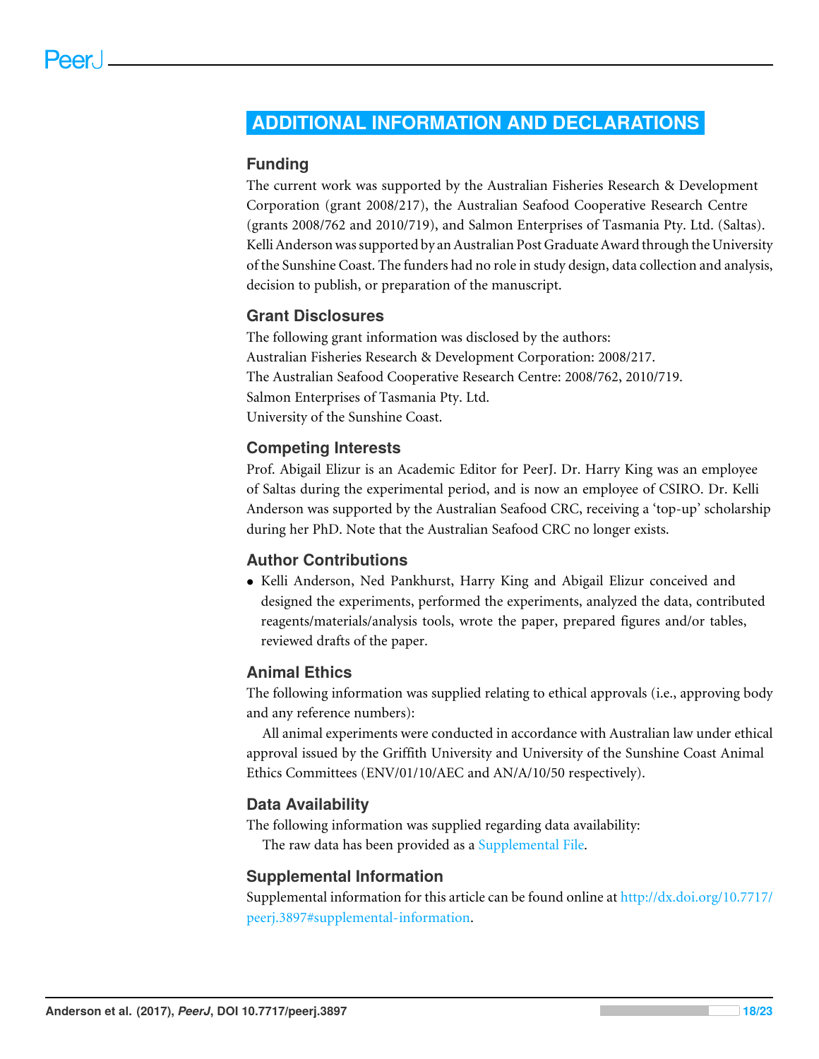# ADDITIONAL INFORMATION AND DECLARATIONS

## Funding

The current work was supported by the Australian Fisheries Research & Development Corporation (grant 2008/217), the Australian Seafood Cooperative Research Centre (grants 2008/762 and 2010/719), and Salmon Enterprises of Tasmania Pty. Ltd. (Saltas). Kelli Anderson was supported by an Australian Post Graduate Award through the University of the Sunshine Coast. The funders had no role in study design, data collection and analysis, decision to publish, or preparation of the manuscript.

## Grant Disclosures

The following grant information was disclosed by the authors:
Australian Fisheries Research & Development Corporation: 2008/217.
The Australian Seafood Cooperative Research Centre: 2008/762, 2010/719.
Salmon Enterprises of Tasmania Pty. Ltd.
University of the Sunshine Coast.

## Competing Interests

Prof. Abigail Elizur is an Academic Editor for PeerJ. Dr. Harry King was an employee of Saltas during the experimental period, and is now an employee of CSIRO. Dr. Kelli Anderson was supported by the Australian Seafood CRC, receiving a 'top-up' scholarship during her PhD. Note that the Australian Seafood CRC no longer exists.

## Author Contributions

- Kelli Anderson, Ned Pankhurst, Harry King and Abigail Elizur conceived and designed the experiments, performed the experiments, analyzed the data, contributed reagents/materials/analysis tools, wrote the paper, prepared figures and/or tables, reviewed drafts of the paper.

## Animal Ethics

The following information was supplied relating to ethical approvals (i.e., approving body and any reference numbers):

All animal experiments were conducted in accordance with Australian law under ethical approval issued by the Griffith University and University of the Sunshine Coast Animal Ethics Committees (ENV/01/10/AEC and AN/A/10/50 respectively).

## Data Availability

The following information was supplied regarding data availability:

The raw data has been provided as a Supplemental File.

## Supplemental Information

Supplemental information for this article can be found online at http://dx.doi.org/10.7717/peerj.3897#supplemental-information.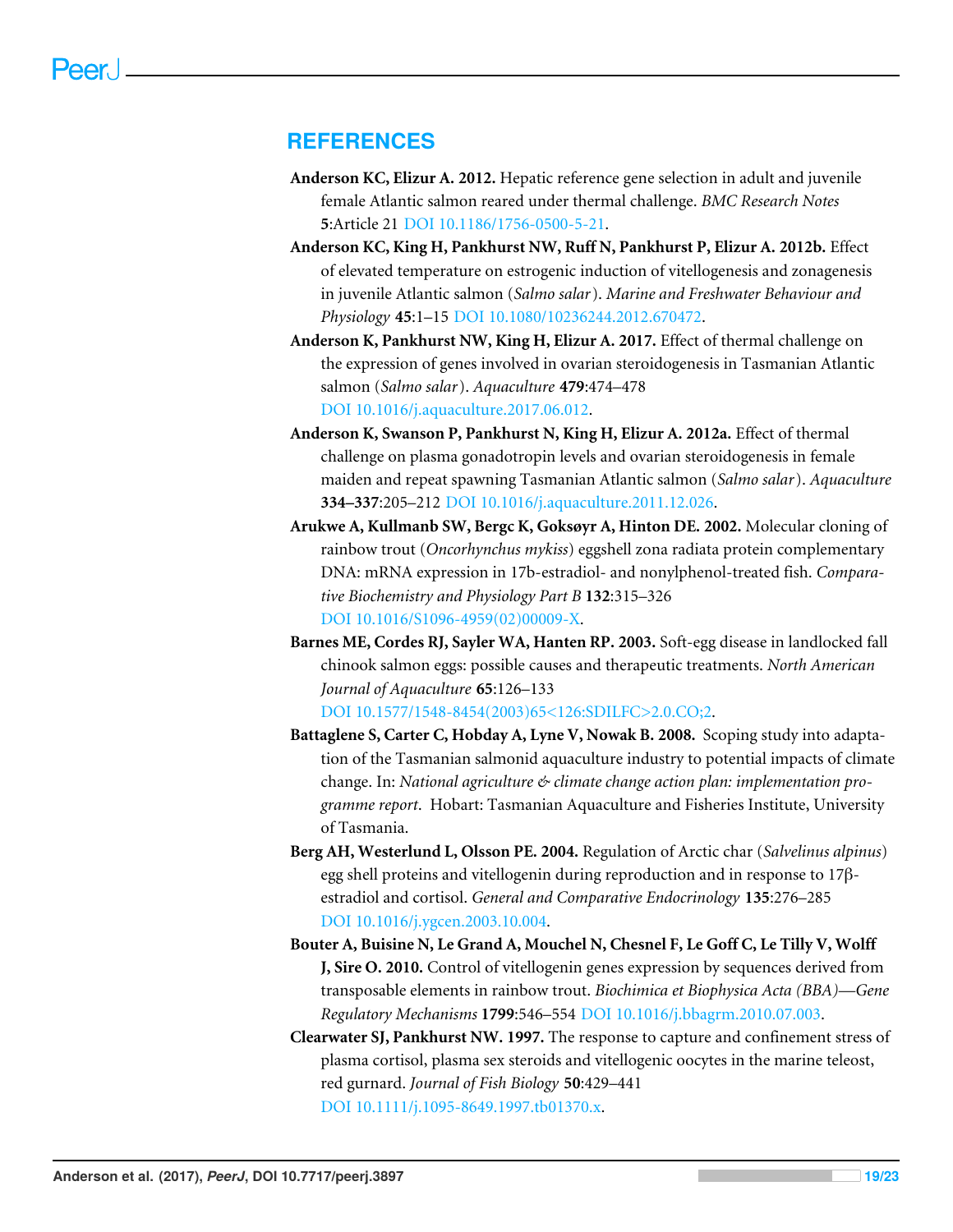## REFERENCES

**Anderson KC, Elizur A. 2012.** Hepatic reference gene selection in adult and juvenile female Atlantic salmon reared under thermal challenge. *BMC Research Notes* **5**:Article 21 DOI 10.1186/1756-0500-5-21.

**Anderson KC, King H, Pankhurst NW, Ruff N, Pankhurst P, Elizur A. 2012b.** Effect of elevated temperature on estrogenic induction of vitellogenesis and zonagenesis in juvenile Atlantic salmon (*Salmo salar*). *Marine and Freshwater Behaviour and Physiology* **45**:1–15 DOI 10.1080/10236244.2012.670472.

**Anderson K, Pankhurst NW, King H, Elizur A. 2017.** Effect of thermal challenge on the expression of genes involved in ovarian steroidogenesis in Tasmanian Atlantic salmon (*Salmo salar*). *Aquaculture* **479**:474–478 DOI 10.1016/j.aquaculture.2017.06.012.

**Anderson K, Swanson P, Pankhurst N, King H, Elizur A. 2012a.** Effect of thermal challenge on plasma gonadotropin levels and ovarian steroidogenesis in female maiden and repeat spawning Tasmanian Atlantic salmon (*Salmo salar*). *Aquaculture* **334–337**:205–212 DOI 10.1016/j.aquaculture.2011.12.026.

**Arukwe A, Kullmanb SW, Bergc K, Goksøyr A, Hinton DE. 2002.** Molecular cloning of rainbow trout (*Oncorhynchus mykiss*) eggshell zona radiata protein complementary DNA: mRNA expression in 17b-estradiol- and nonylphenol-treated fish. *Comparative Biochemistry and Physiology Part B* **132**:315–326 DOI 10.1016/S1096-4959(02)00009-X.

**Barnes ME, Cordes RJ, Sayler WA, Hanten RP. 2003.** Soft-egg disease in landlocked fall chinook salmon eggs: possible causes and therapeutic treatments. *North American Journal of Aquaculture* **65**:126–133 DOI 10.1577/1548-8454(2003)65<126:SDILFC>2.0.CO;2.

**Battaglene S, Carter C, Hobday A, Lyne V, Nowak B. 2008.** Scoping study into adaptation of the Tasmanian salmonid aquaculture industry to potential impacts of climate change. In: *National agriculture & climate change action plan: implementation programme report*. Hobart: Tasmanian Aquaculture and Fisheries Institute, University of Tasmania.

**Berg AH, Westerlund L, Olsson PE. 2004.** Regulation of Arctic char (*Salvelinus alpinus*) egg shell proteins and vitellogenin during reproduction and in response to 17β-estradiol and cortisol. *General and Comparative Endocrinology* **135**:276–285 DOI 10.1016/j.ygcen.2003.10.004.

**Bouter A, Buisine N, Le Grand A, Mouchel N, Chesnel F, Le Goff C, Le Tilly V, Wolff J, Sire O. 2010.** Control of vitellogenin genes expression by sequences derived from transposable elements in rainbow trout. *Biochimica et Biophysica Acta (BBA)—Gene Regulatory Mechanisms* **1799**:546–554 DOI 10.1016/j.bbagrm.2010.07.003.

**Clearwater SJ, Pankhurst NW. 1997.** The response to capture and confinement stress of plasma cortisol, plasma sex steroids and vitellogenic oocytes in the marine teleost, red gurnard. *Journal of Fish Biology* **50**:429–441 DOI 10.1111/j.1095-8649.1997.tb01370.x.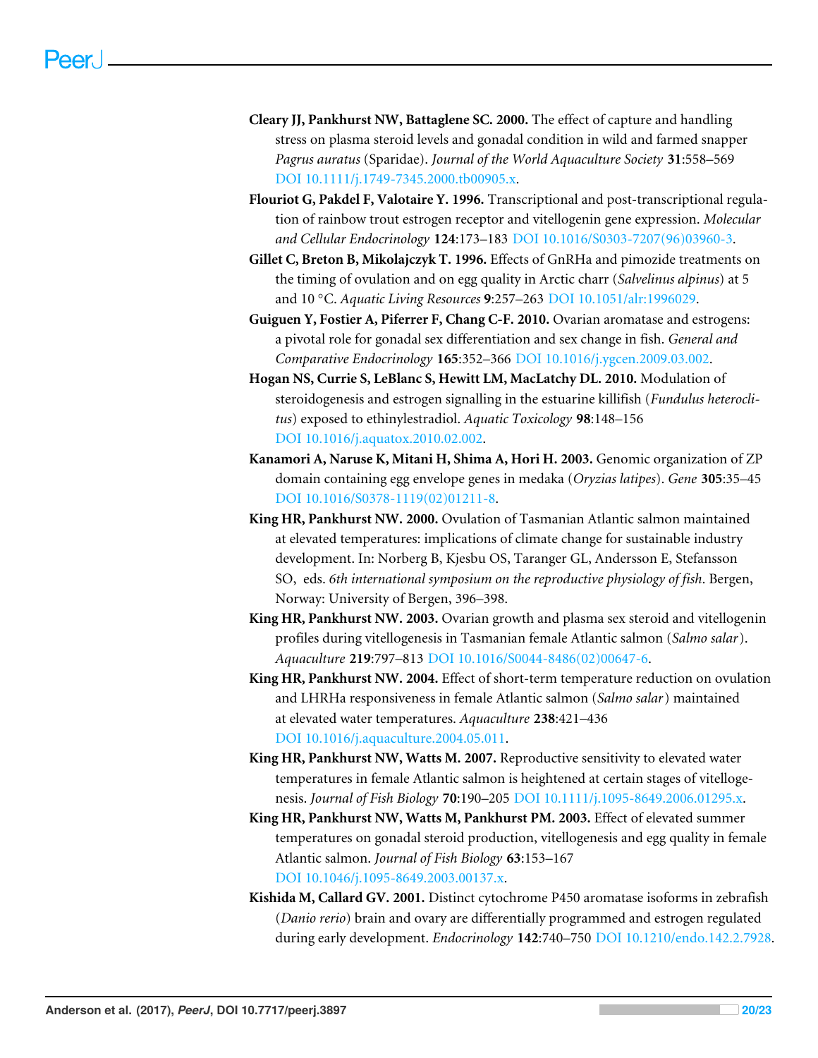**Cleary JJ, Pankhurst NW, Battaglene SC. 2000.** The effect of capture and handling stress on plasma steroid levels and gonadal condition in wild and farmed snapper *Pagrus auratus* (Sparidae). *Journal of the World Aquaculture Society* **31**:558–569 DOI 10.1111/j.1749-7345.2000.tb00905.x.

**Flouriot G, Pakdel F, Valotaire Y. 1996.** Transcriptional and post-transcriptional regulation of rainbow trout estrogen receptor and vitellogenin gene expression. *Molecular and Cellular Endocrinology* **124**:173–183 DOI 10.1016/S0303-7207(96)03960-3.

**Gillet C, Breton B, Mikolajczyk T. 1996.** Effects of GnRHa and pimozide treatments on the timing of ovulation and on egg quality in Arctic charr (*Salvelinus alpinus*) at 5 and 10 °C. *Aquatic Living Resources* **9**:257–263 DOI 10.1051/alr:1996029.

**Guiguen Y, Fostier A, Piferrer F, Chang C-F. 2010.** Ovarian aromatase and estrogens: a pivotal role for gonadal sex differentiation and sex change in fish. *General and Comparative Endocrinology* **165**:352–366 DOI 10.1016/j.ygcen.2009.03.002.

**Hogan NS, Currie S, LeBlanc S, Hewitt LM, MacLatchy DL. 2010.** Modulation of steroidogenesis and estrogen signalling in the estuarine killifish (*Fundulus heteroclitus*) exposed to ethinylestradiol. *Aquatic Toxicology* **98**:148–156 DOI 10.1016/j.aquatox.2010.02.002.

**Kanamori A, Naruse K, Mitani H, Shima A, Hori H. 2003.** Genomic organization of ZP domain containing egg envelope genes in medaka (*Oryzias latipes*). *Gene* **305**:35–45 DOI 10.1016/S0378-1119(02)01211-8.

**King HR, Pankhurst NW. 2000.** Ovulation of Tasmanian Atlantic salmon maintained at elevated temperatures: implications of climate change for sustainable industry development. In: Norberg B, Kjesbu OS, Taranger GL, Andersson E, Stefansson SO, eds. *6th international symposium on the reproductive physiology of fish*. Bergen, Norway: University of Bergen, 396–398.

**King HR, Pankhurst NW. 2003.** Ovarian growth and plasma sex steroid and vitellogenin profiles during vitellogenesis in Tasmanian female Atlantic salmon (*Salmo salar*). *Aquaculture* **219**:797–813 DOI 10.1016/S0044-8486(02)00647-6.

**King HR, Pankhurst NW. 2004.** Effect of short-term temperature reduction on ovulation and LHRHa responsiveness in female Atlantic salmon (*Salmo salar*) maintained at elevated water temperatures. *Aquaculture* **238**:421–436 DOI 10.1016/j.aquaculture.2004.05.011.

**King HR, Pankhurst NW, Watts M. 2007.** Reproductive sensitivity to elevated water temperatures in female Atlantic salmon is heightened at certain stages of vitellogenesis. *Journal of Fish Biology* **70**:190–205 DOI 10.1111/j.1095-8649.2006.01295.x.

**King HR, Pankhurst NW, Watts M, Pankhurst PM. 2003.** Effect of elevated summer temperatures on gonadal steroid production, vitellogenesis and egg quality in female Atlantic salmon. *Journal of Fish Biology* **63**:153–167 DOI 10.1046/j.1095-8649.2003.00137.x.

**Kishida M, Callard GV. 2001.** Distinct cytochrome P450 aromatase isoforms in zebrafish (*Danio rerio*) brain and ovary are differentially programmed and estrogen regulated during early development. *Endocrinology* **142**:740–750 DOI 10.1210/endo.142.2.7928.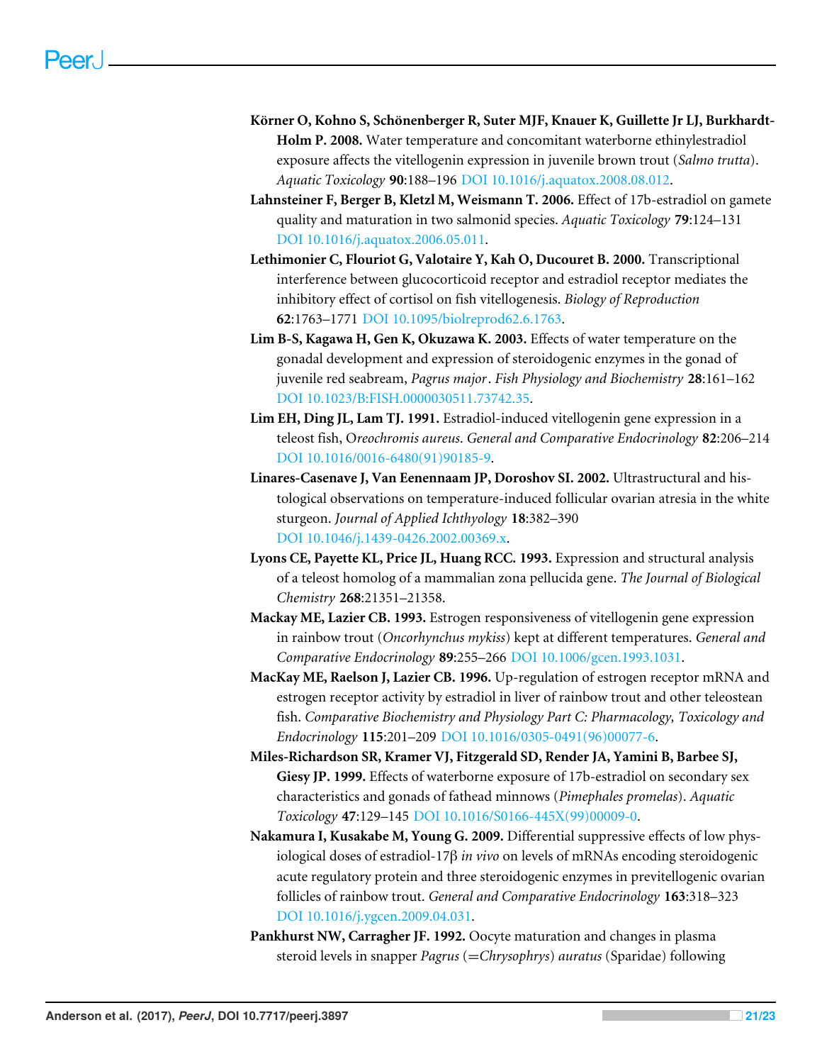**Körner O, Kohno S, Schönenberger R, Suter MJF, Knauer K, Guillette Jr LJ, Burkhardt-Holm P. 2008.** Water temperature and concomitant waterborne ethinylestradiol exposure affects the vitellogenin expression in juvenile brown trout (*Salmo trutta*). *Aquatic Toxicology* **90**:188–196 DOI 10.1016/j.aquatox.2008.08.012.

**Lahnsteiner F, Berger B, Kletzl M, Weismann T. 2006.** Effect of 17b-estradiol on gamete quality and maturation in two salmonid species. *Aquatic Toxicology* **79**:124–131 DOI 10.1016/j.aquatox.2006.05.011.

**Lethimonier C, Flouriot G, Valotaire Y, Kah O, Ducouret B. 2000.** Transcriptional interference between glucocorticoid receptor and estradiol receptor mediates the inhibitory effect of cortisol on fish vitellogenesis. *Biology of Reproduction* **62**:1763–1771 DOI 10.1095/biolreprod62.6.1763.

**Lim B-S, Kagawa H, Gen K, Okuzawa K. 2003.** Effects of water temperature on the gonadal development and expression of steroidogenic enzymes in the gonad of juvenile red seabream, *Pagrus major*. *Fish Physiology and Biochemistry* **28**:161–162 DOI 10.1023/B:FISH.0000030511.73742.35.

**Lim EH, Ding JL, Lam TJ. 1991.** Estradiol-induced vitellogenin gene expression in a teleost fish, O*reochromis aureus*. *General and Comparative Endocrinology* **82**:206–214 DOI 10.1016/0016-6480(91)90185-9.

**Linares-Casenave J, Van Eenennaam JP, Doroshov SI. 2002.** Ultrastructural and histological observations on temperature-induced follicular ovarian atresia in the white sturgeon. *Journal of Applied Ichthyology* **18**:382–390 DOI 10.1046/j.1439-0426.2002.00369.x.

**Lyons CE, Payette KL, Price JL, Huang RCC. 1993.** Expression and structural analysis of a teleost homolog of a mammalian zona pellucida gene. *The Journal of Biological Chemistry* **268**:21351–21358.

**Mackay ME, Lazier CB. 1993.** Estrogen responsiveness of vitellogenin gene expression in rainbow trout (*Oncorhynchus mykiss*) kept at different temperatures. *General and Comparative Endocrinology* **89**:255–266 DOI 10.1006/gcen.1993.1031.

**MacKay ME, Raelson J, Lazier CB. 1996.** Up-regulation of estrogen receptor mRNA and estrogen receptor activity by estradiol in liver of rainbow trout and other teleostean fish. *Comparative Biochemistry and Physiology Part C: Pharmacology, Toxicology and Endocrinology* **115**:201–209 DOI 10.1016/0305-0491(96)00077-6.

**Miles-Richardson SR, Kramer VJ, Fitzgerald SD, Render JA, Yamini B, Barbee SJ, Giesy JP. 1999.** Effects of waterborne exposure of 17b-estradiol on secondary sex characteristics and gonads of fathead minnows (*Pimephales promelas*). *Aquatic Toxicology* **47**:129–145 DOI 10.1016/S0166-445X(99)00009-0.

**Nakamura I, Kusakabe M, Young G. 2009.** Differential suppressive effects of low physiological doses of estradiol-17β *in vivo* on levels of mRNAs encoding steroidogenic acute regulatory protein and three steroidogenic enzymes in previtellogenic ovarian follicles of rainbow trout. *General and Comparative Endocrinology* **163**:318–323 DOI 10.1016/j.ygcen.2009.04.031.

**Pankhurst NW, Carragher JF. 1992.** Oocyte maturation and changes in plasma steroid levels in snapper *Pagrus* (=*Chrysophrys*) *auratus* (Sparidae) following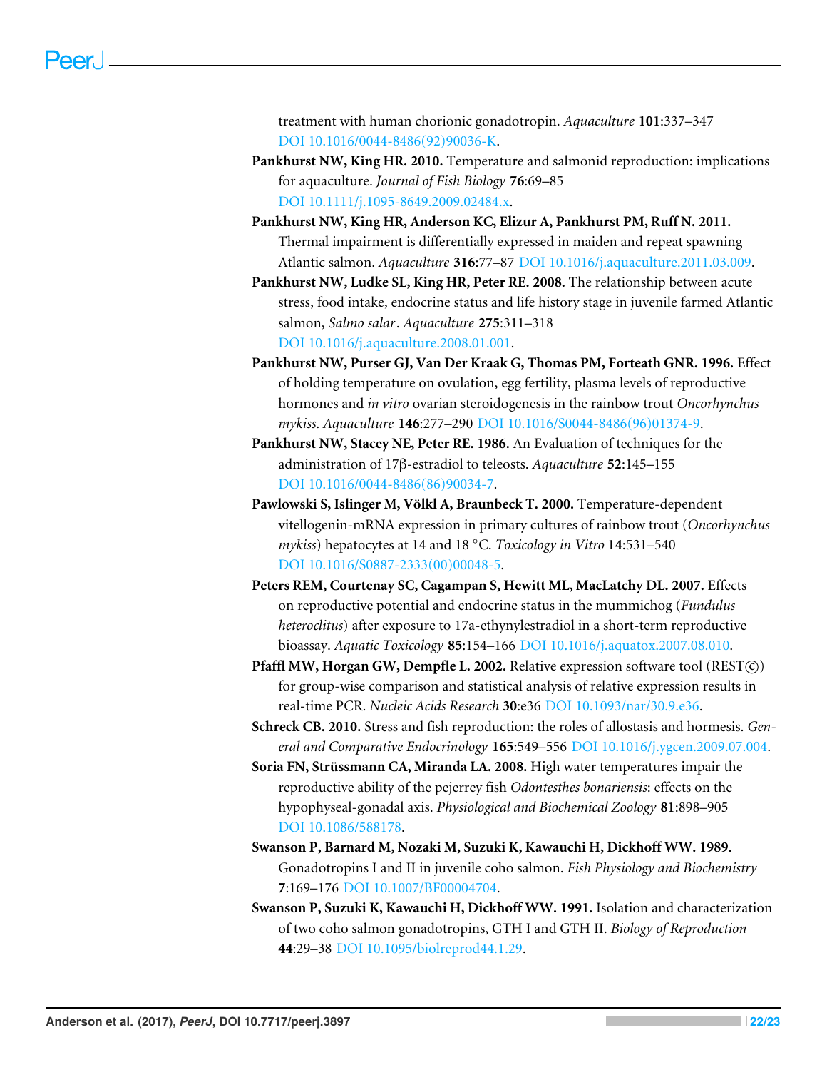treatment with human chorionic gonadotropin. *Aquaculture* **101**:337–347 DOI 10.1016/0044-8486(92)90036-K.

**Pankhurst NW, King HR. 2010.** Temperature and salmonid reproduction: implications for aquaculture. *Journal of Fish Biology* **76**:69–85 DOI 10.1111/j.1095-8649.2009.02484.x.

**Pankhurst NW, King HR, Anderson KC, Elizur A, Pankhurst PM, Ruff N. 2011.** Thermal impairment is differentially expressed in maiden and repeat spawning Atlantic salmon. *Aquaculture* **316**:77–87 DOI 10.1016/j.aquaculture.2011.03.009.

**Pankhurst NW, Ludke SL, King HR, Peter RE. 2008.** The relationship between acute stress, food intake, endocrine status and life history stage in juvenile farmed Atlantic salmon, *Salmo salar*. *Aquaculture* **275**:311–318 DOI 10.1016/j.aquaculture.2008.01.001.

**Pankhurst NW, Purser GJ, Van Der Kraak G, Thomas PM, Forteath GNR. 1996.** Effect of holding temperature on ovulation, egg fertility, plasma levels of reproductive hormones and *in vitro* ovarian steroidogenesis in the rainbow trout *Oncorhynchus mykiss*. *Aquaculture* **146**:277–290 DOI 10.1016/S0044-8486(96)01374-9.

**Pankhurst NW, Stacey NE, Peter RE. 1986.** An Evaluation of techniques for the administration of 17β-estradiol to teleosts. *Aquaculture* **52**:145–155 DOI 10.1016/0044-8486(86)90034-7.

**Pawlowski S, Islinger M, Völkl A, Braunbeck T. 2000.** Temperature-dependent vitellogenin-mRNA expression in primary cultures of rainbow trout (*Oncorhynchus mykiss*) hepatocytes at 14 and 18 °C. *Toxicology in Vitro* **14**:531–540 DOI 10.1016/S0887-2333(00)00048-5.

**Peters REM, Courtenay SC, Cagampan S, Hewitt ML, MacLatchy DL. 2007.** Effects on reproductive potential and endocrine status in the mummichog (*Fundulus heteroclitus*) after exposure to 17a-ethynylestradiol in a short-term reproductive bioassay. *Aquatic Toxicology* **85**:154–166 DOI 10.1016/j.aquatox.2007.08.010.

**Pfaffl MW, Horgan GW, Dempfle L. 2002.** Relative expression software tool (REST©) for group-wise comparison and statistical analysis of relative expression results in real-time PCR. *Nucleic Acids Research* **30**:e36 DOI 10.1093/nar/30.9.e36.

**Schreck CB. 2010.** Stress and fish reproduction: the roles of allostasis and hormesis. *General and Comparative Endocrinology* **165**:549–556 DOI 10.1016/j.ygcen.2009.07.004.

**Soria FN, Strüssmann CA, Miranda LA. 2008.** High water temperatures impair the reproductive ability of the pejerrey fish *Odontesthes bonariensis*: effects on the hypophyseal-gonadal axis. *Physiological and Biochemical Zoology* **81**:898–905 DOI 10.1086/588178.

**Swanson P, Barnard M, Nozaki M, Suzuki K, Kawauchi H, Dickhoff WW. 1989.** Gonadotropins I and II in juvenile coho salmon. *Fish Physiology and Biochemistry* **7**:169–176 DOI 10.1007/BF00004704.

**Swanson P, Suzuki K, Kawauchi H, Dickhoff WW. 1991.** Isolation and characterization of two coho salmon gonadotropins, GTH I and GTH II. *Biology of Reproduction* **44**:29–38 DOI 10.1095/biolreprod44.1.29.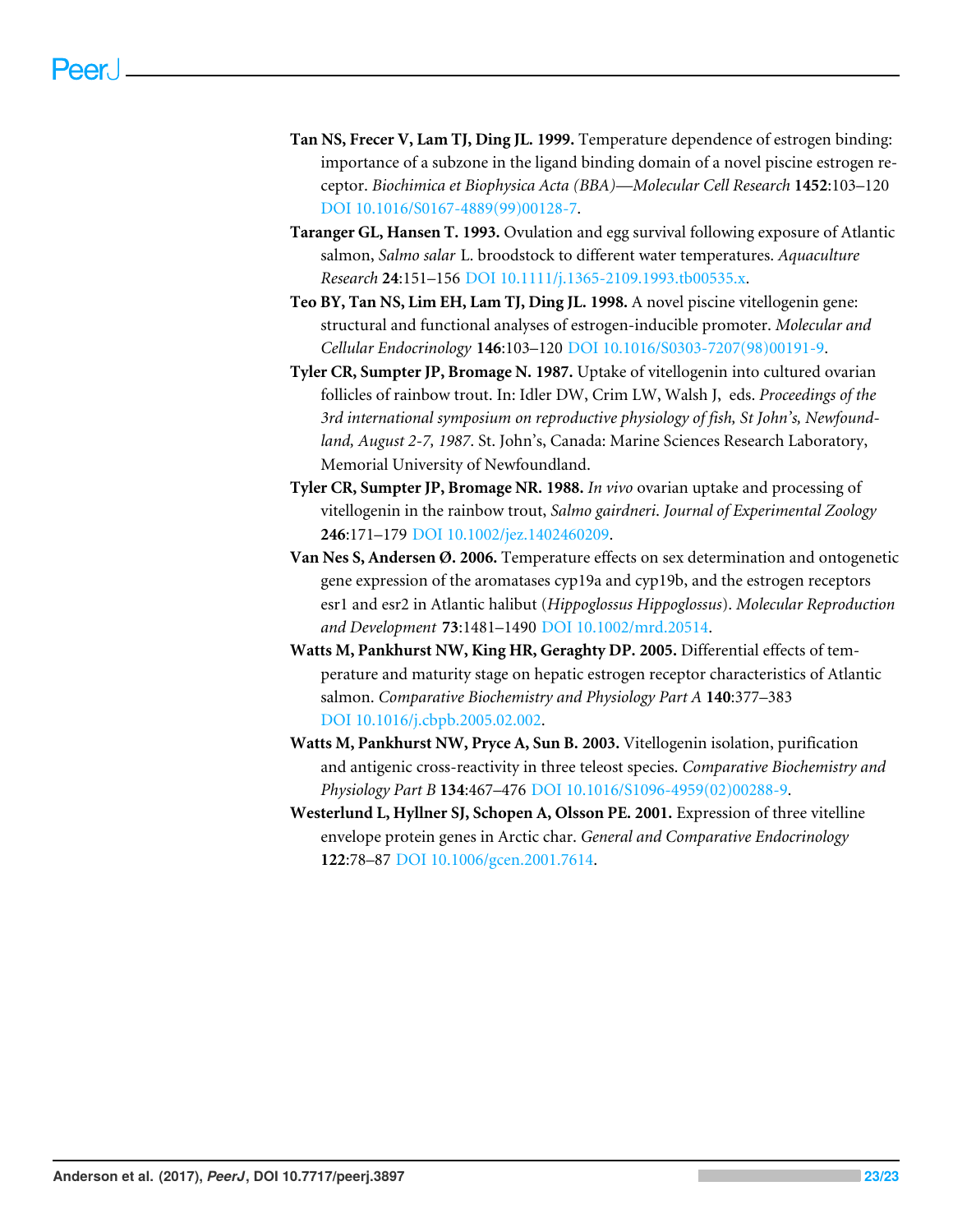**Tan NS, Frecer V, Lam TJ, Ding JL. 1999.** Temperature dependence of estrogen binding: importance of a subzone in the ligand binding domain of a novel piscine estrogen receptor. *Biochimica et Biophysica Acta (BBA)—Molecular Cell Research* **1452**:103–120 DOI 10.1016/S0167-4889(99)00128-7.

**Taranger GL, Hansen T. 1993.** Ovulation and egg survival following exposure of Atlantic salmon, *Salmo salar* L. broodstock to different water temperatures. *Aquaculture Research* **24**:151–156 DOI 10.1111/j.1365-2109.1993.tb00535.x.

**Teo BY, Tan NS, Lim EH, Lam TJ, Ding JL. 1998.** A novel piscine vitellogenin gene: structural and functional analyses of estrogen-inducible promoter. *Molecular and Cellular Endocrinology* **146**:103–120 DOI 10.1016/S0303-7207(98)00191-9.

**Tyler CR, Sumpter JP, Bromage N. 1987.** Uptake of vitellogenin into cultured ovarian follicles of rainbow trout. In: Idler DW, Crim LW, Walsh J, eds. *Proceedings of the 3rd international symposium on reproductive physiology of fish, St John's, Newfoundland, August 2-7, 1987*. St. John's, Canada: Marine Sciences Research Laboratory, Memorial University of Newfoundland.

**Tyler CR, Sumpter JP, Bromage NR. 1988.** *In vivo* ovarian uptake and processing of vitellogenin in the rainbow trout, *Salmo gairdneri*. *Journal of Experimental Zoology* **246**:171–179 DOI 10.1002/jez.1402460209.

**Van Nes S, Andersen Ø. 2006.** Temperature effects on sex determination and ontogenetic gene expression of the aromatases cyp19a and cyp19b, and the estrogen receptors esr1 and esr2 in Atlantic halibut (*Hippoglossus Hippoglossus*). *Molecular Reproduction and Development* **73**:1481–1490 DOI 10.1002/mrd.20514.

**Watts M, Pankhurst NW, King HR, Geraghty DP. 2005.** Differential effects of temperature and maturity stage on hepatic estrogen receptor characteristics of Atlantic salmon. *Comparative Biochemistry and Physiology Part A* **140**:377–383 DOI 10.1016/j.cbpb.2005.02.002.

**Watts M, Pankhurst NW, Pryce A, Sun B. 2003.** Vitellogenin isolation, purification and antigenic cross-reactivity in three teleost species. *Comparative Biochemistry and Physiology Part B* **134**:467–476 DOI 10.1016/S1096-4959(02)00288-9.

**Westerlund L, Hyllner SJ, Schopen A, Olsson PE. 2001.** Expression of three vitelline envelope protein genes in Arctic char. *General and Comparative Endocrinology* **122**:78–87 DOI 10.1006/gcen.2001.7614.